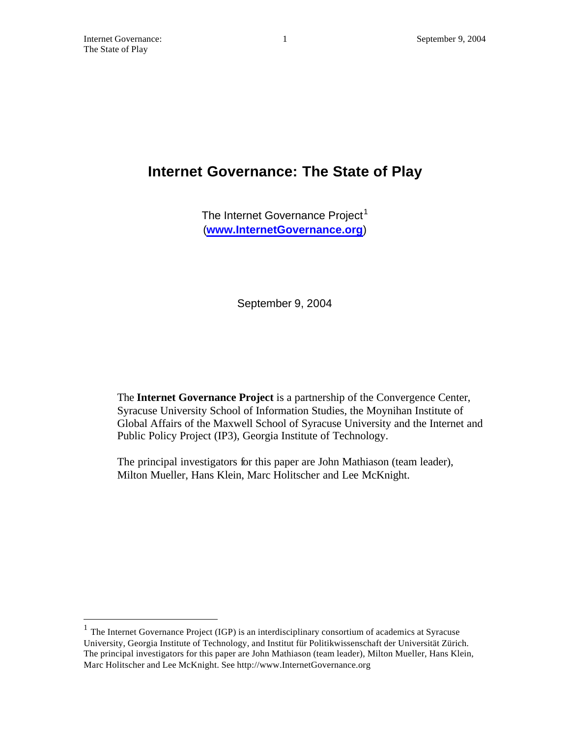# Internet Governance: The State of Play

The Internet Governance Project[1]
(**www.InternetGovernance.org**)

September 9, 2004

The **Internet Governance Project** is a partnership of the Convergence Center, Syracuse University School of Information Studies, the Moynihan Institute of Global Affairs of the Maxwell School of Syracuse University and the Internet and Public Policy Project (IP3), Georgia Institute of Technology.

The principal investigators for this paper are John Mathiason (team leader), Milton Mueller, Hans Klein, Marc Holitscher and Lee McKnight.

---

[1] The Internet Governance Project (IGP) is an interdisciplinary consortium of academics at Syracuse University, Georgia Institute of Technology, and Institut für Politikwissenschaft der Universität Zürich. The principal investigators for this paper are John Mathiason (team leader), Milton Mueller, Hans Klein, Marc Holitscher and Lee McKnight. See http://www.InternetGovernance.org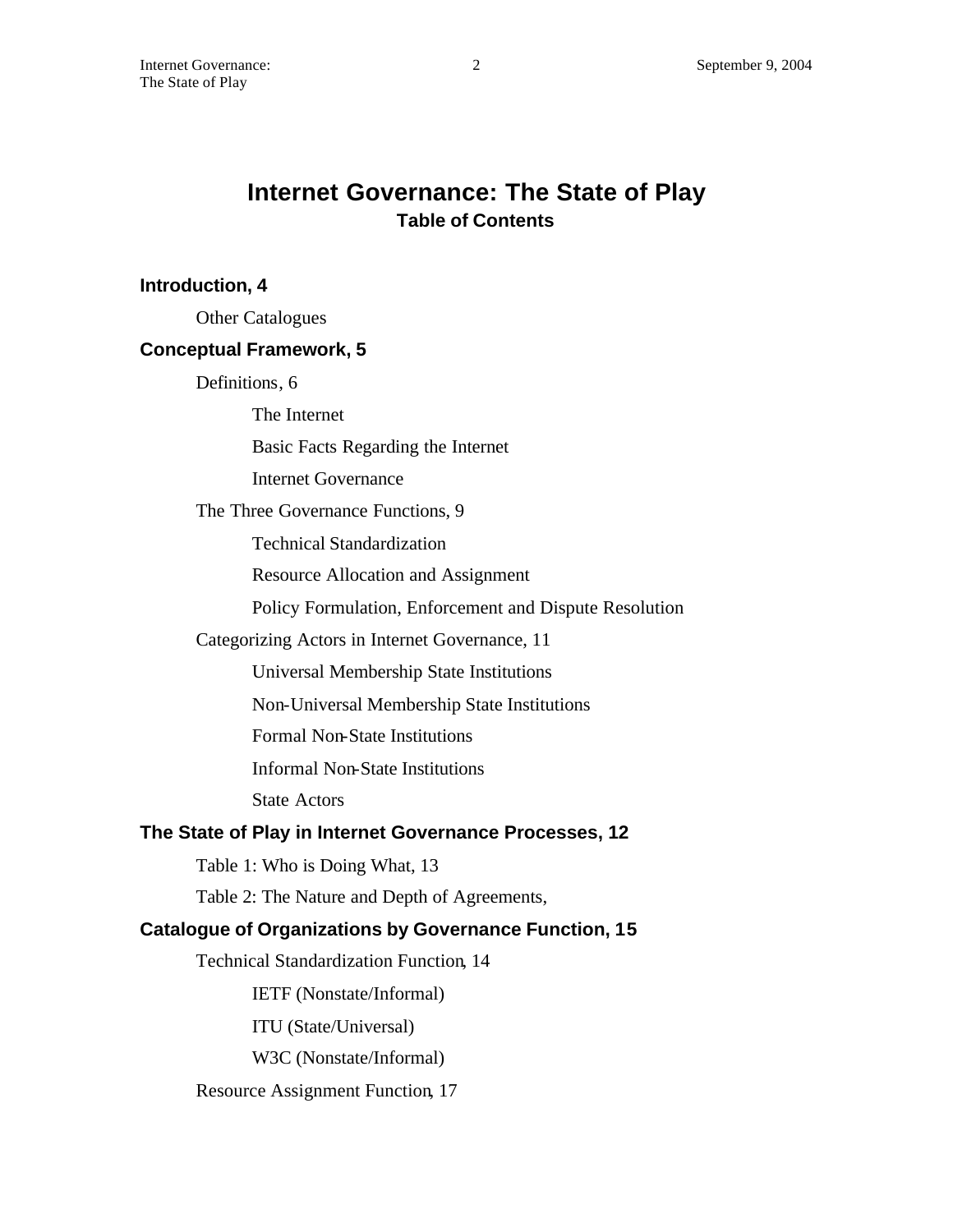# Internet Governance: The State of Play

## Table of Contents

**Introduction, 4**

- Other Catalogues

**Conceptual Framework, 5**

- Definitions, 6
  - The Internet
  - Basic Facts Regarding the Internet
  - Internet Governance
- The Three Governance Functions, 9
  - Technical Standardization
  - Resource Allocation and Assignment
  - Policy Formulation, Enforcement and Dispute Resolution
- Categorizing Actors in Internet Governance, 11
  - Universal Membership State Institutions
  - Non-Universal Membership State Institutions
  - Formal Non-State Institutions
  - Informal Non-State Institutions
  - State Actors

**The State of Play in Internet Governance Processes, 12**

- Table 1: Who is Doing What, 13
- Table 2: The Nature and Depth of Agreements,

**Catalogue of Organizations by Governance Function, 15**

- Technical Standardization Function, 14
  - IETF (Nonstate/Informal)
  - ITU (State/Universal)
  - W3C (Nonstate/Informal)
- Resource Assignment Function, 17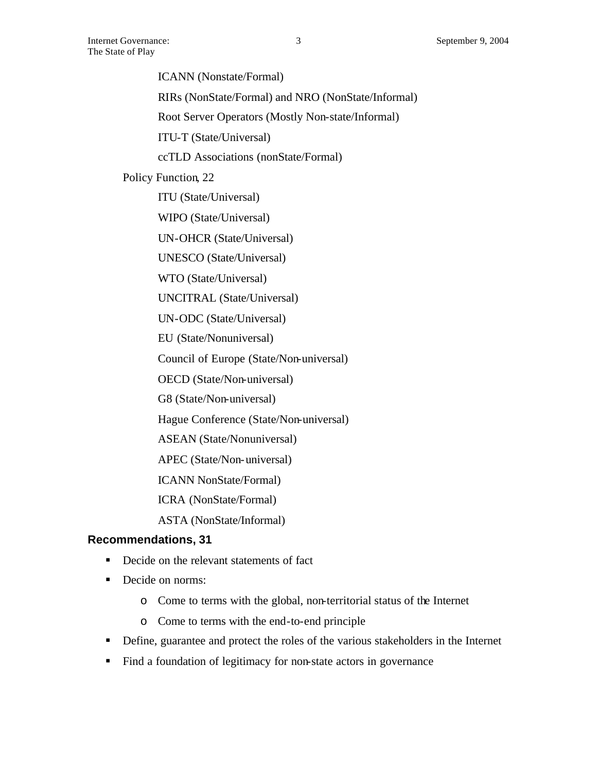- ICANN (Nonstate/Formal)
- RIRs (NonState/Formal) and NRO (NonState/Informal)
- Root Server Operators (Mostly Non-state/Informal)
- ITU-T (State/Universal)
- ccTLD Associations (nonState/Formal)

Policy Function, 22

- ITU (State/Universal)
- WIPO (State/Universal)
- UN-OHCR (State/Universal)
- UNESCO (State/Universal)
- WTO (State/Universal)
- UNCITRAL (State/Universal)
- UN-ODC (State/Universal)
- EU (State/Nonuniversal)
- Council of Europe (State/Non-universal)
- OECD (State/Non-universal)
- G8 (State/Non-universal)
- Hague Conference (State/Non-universal)
- ASEAN (State/Nonuniversal)
- APEC (State/Non-universal)
- ICANN NonState/Formal)
- ICRA (NonState/Formal)
- ASTA (NonState/Informal)

**Recommendations, 31**

- Decide on the relevant statements of fact
- Decide on norms:
  - Come to terms with the global, non-territorial status of the Internet
  - Come to terms with the end-to-end principle
- Define, guarantee and protect the roles of the various stakeholders in the Internet
- Find a foundation of legitimacy for non-state actors in governance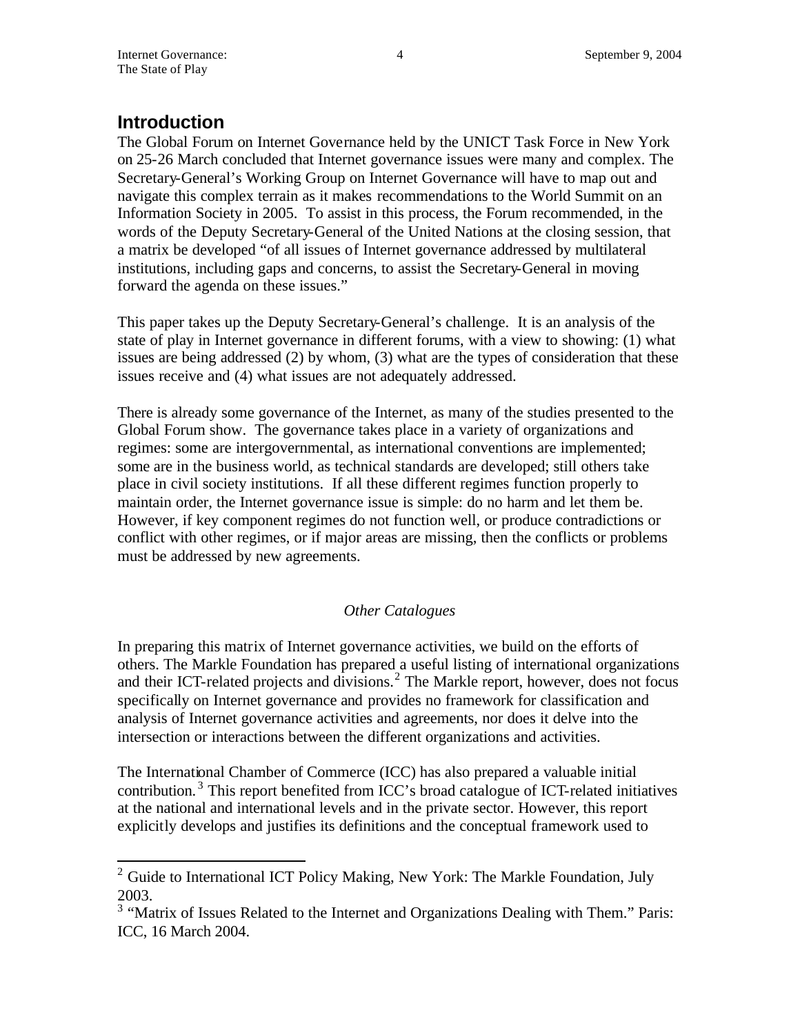## Introduction

The Global Forum on Internet Governance held by the UNICT Task Force in New York on 25-26 March concluded that Internet governance issues were many and complex. The Secretary-General's Working Group on Internet Governance will have to map out and navigate this complex terrain as it makes recommendations to the World Summit on an Information Society in 2005. To assist in this process, the Forum recommended, in the words of the Deputy Secretary-General of the United Nations at the closing session, that a matrix be developed "of all issues of Internet governance addressed by multilateral institutions, including gaps and concerns, to assist the Secretary-General in moving forward the agenda on these issues."

This paper takes up the Deputy Secretary-General's challenge. It is an analysis of the state of play in Internet governance in different forums, with a view to showing: (1) what issues are being addressed (2) by whom, (3) what are the types of consideration that these issues receive and (4) what issues are not adequately addressed.

There is already some governance of the Internet, as many of the studies presented to the Global Forum show. The governance takes place in a variety of organizations and regimes: some are intergovernmental, as international conventions are implemented; some are in the business world, as technical standards are developed; still others take place in civil society institutions. If all these different regimes function properly to maintain order, the Internet governance issue is simple: do no harm and let them be. However, if key component regimes do not function well, or produce contradictions or conflict with other regimes, or if major areas are missing, then the conflicts or problems must be addressed by new agreements.

*Other Catalogues*

In preparing this matrix of Internet governance activities, we build on the efforts of others. The Markle Foundation has prepared a useful listing of international organizations and their ICT-related projects and divisions.[2] The Markle report, however, does not focus specifically on Internet governance and provides no framework for classification and analysis of Internet governance activities and agreements, nor does it delve into the intersection or interactions between the different organizations and activities.

The International Chamber of Commerce (ICC) has also prepared a valuable initial contribution.[3] This report benefited from ICC's broad catalogue of ICT-related initiatives at the national and international levels and in the private sector. However, this report explicitly develops and justifies its definitions and the conceptual framework used to

---

[2] Guide to International ICT Policy Making, New York: The Markle Foundation, July 2003.

[3] "Matrix of Issues Related to the Internet and Organizations Dealing with Them." Paris: ICC, 16 March 2004.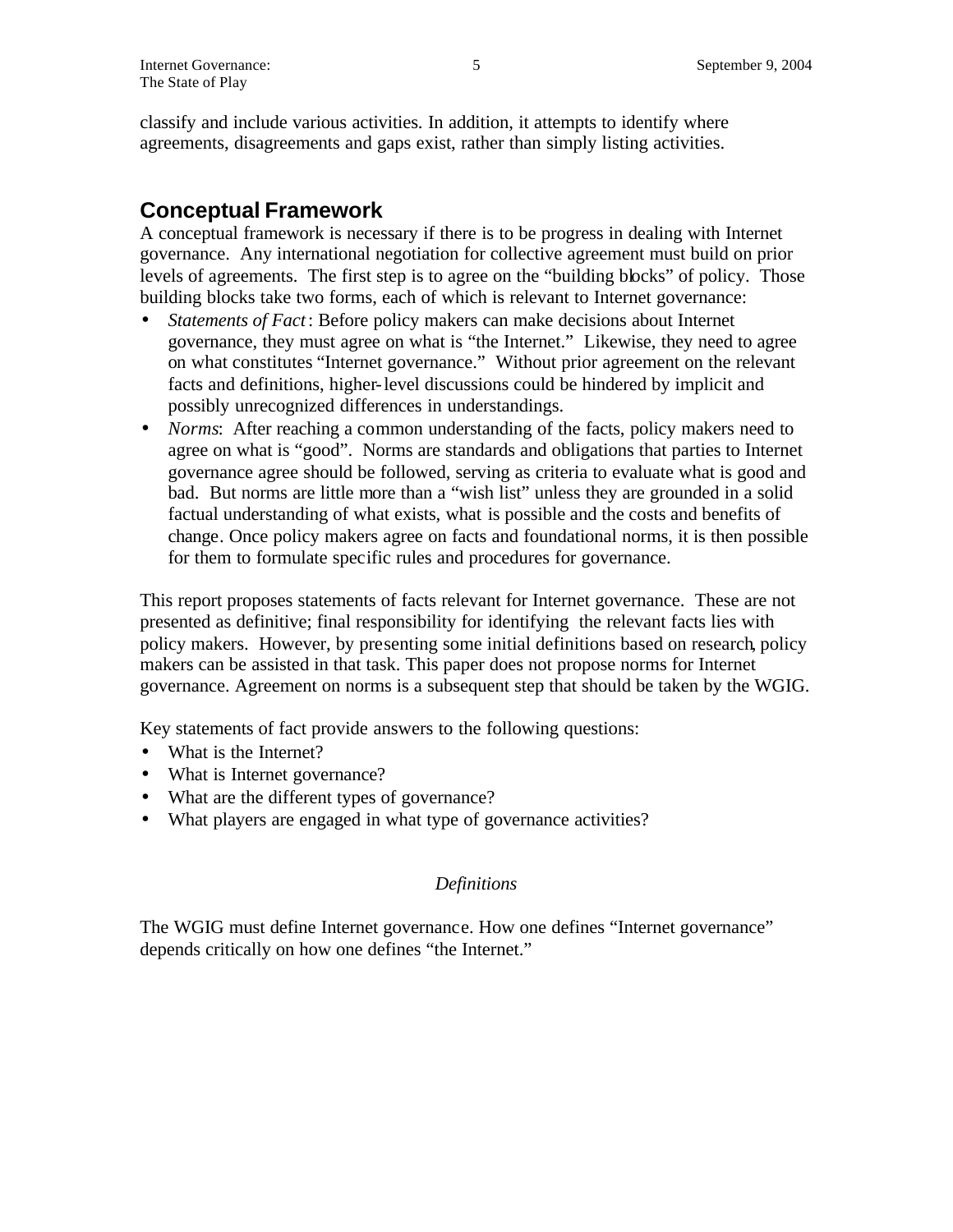classify and include various activities. In addition, it attempts to identify where agreements, disagreements and gaps exist, rather than simply listing activities.

## Conceptual Framework

A conceptual framework is necessary if there is to be progress in dealing with Internet governance. Any international negotiation for collective agreement must build on prior levels of agreements. The first step is to agree on the "building blocks" of policy. Those building blocks take two forms, each of which is relevant to Internet governance:

- *Statements of Fact*: Before policy makers can make decisions about Internet governance, they must agree on what is "the Internet." Likewise, they need to agree on what constitutes "Internet governance." Without prior agreement on the relevant facts and definitions, higher-level discussions could be hindered by implicit and possibly unrecognized differences in understandings.
- *Norms*: After reaching a common understanding of the facts, policy makers need to agree on what is "good". Norms are standards and obligations that parties to Internet governance agree should be followed, serving as criteria to evaluate what is good and bad. But norms are little more than a "wish list" unless they are grounded in a solid factual understanding of what exists, what is possible and the costs and benefits of change. Once policy makers agree on facts and foundational norms, it is then possible for them to formulate specific rules and procedures for governance.

This report proposes statements of facts relevant for Internet governance. These are not presented as definitive; final responsibility for identifying the relevant facts lies with policy makers. However, by presenting some initial definitions based on research, policy makers can be assisted in that task. This paper does not propose norms for Internet governance. Agreement on norms is a subsequent step that should be taken by the WGIG.

Key statements of fact provide answers to the following questions:

- What is the Internet?
- What is Internet governance?
- What are the different types of governance?
- What players are engaged in what type of governance activities?

### *Definitions*

The WGIG must define Internet governance. How one defines "Internet governance" depends critically on how one defines "the Internet."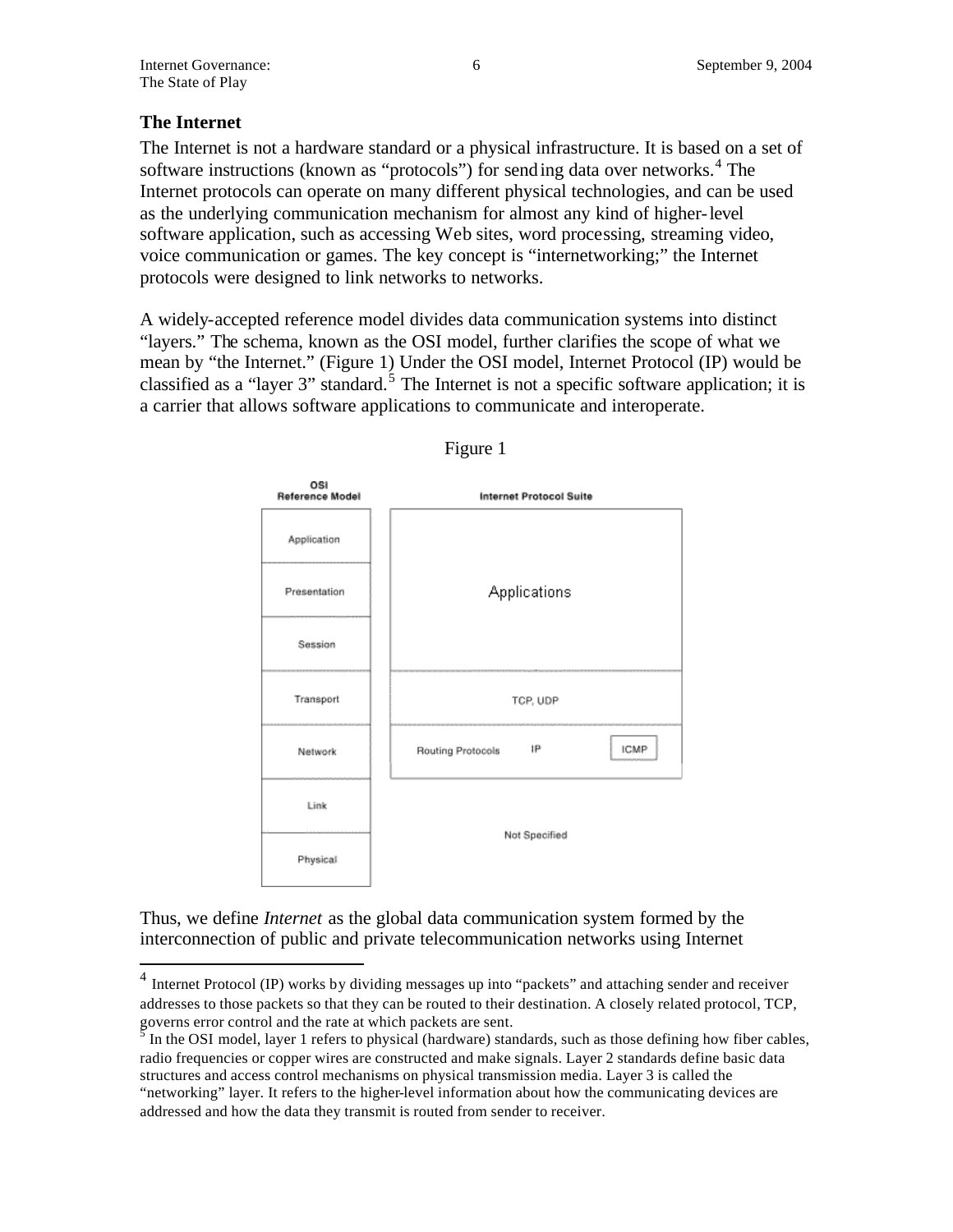## The Internet

The Internet is not a hardware standard or a physical infrastructure. It is based on a set of software instructions (known as "protocols") for sending data over networks.[4] The Internet protocols can operate on many different physical technologies, and can be used as the underlying communication mechanism for almost any kind of higher-level software application, such as accessing Web sites, word processing, streaming video, voice communication or games. The key concept is "internetworking;" the Internet protocols were designed to link networks to networks.

A widely-accepted reference model divides data communication systems into distinct "layers." The schema, known as the OSI model, further clarifies the scope of what we mean by "the Internet." (Figure 1) Under the OSI model, Internet Protocol (IP) would be classified as a "layer 3" standard.[5] The Internet is not a specific software application; it is a carrier that allows software applications to communicate and interoperate.

Figure 1

| OSI Reference Model | Internet Protocol Suite |
|---|---|
| Application | Applications |
| Presentation | |
| Session | |
| Transport | TCP, UDP |
| Network | Routing Protocols, IP, ICMP |
| Link | Not Specified |
| Physical | |

Thus, we define *Internet* as the global data communication system formed by the interconnection of public and private telecommunication networks using Internet

---

[4] Internet Protocol (IP) works by dividing messages up into "packets" and attaching sender and receiver addresses to those packets so that they can be routed to their destination. A closely related protocol, TCP, governs error control and the rate at which packets are sent.

[5] In the OSI model, layer 1 refers to physical (hardware) standards, such as those defining how fiber cables, radio frequencies or copper wires are constructed and make signals. Layer 2 standards define basic data structures and access control mechanisms on physical transmission media. Layer 3 is called the "networking" layer. It refers to the higher-level information about how the communicating devices are addressed and how the data they transmit is routed from sender to receiver.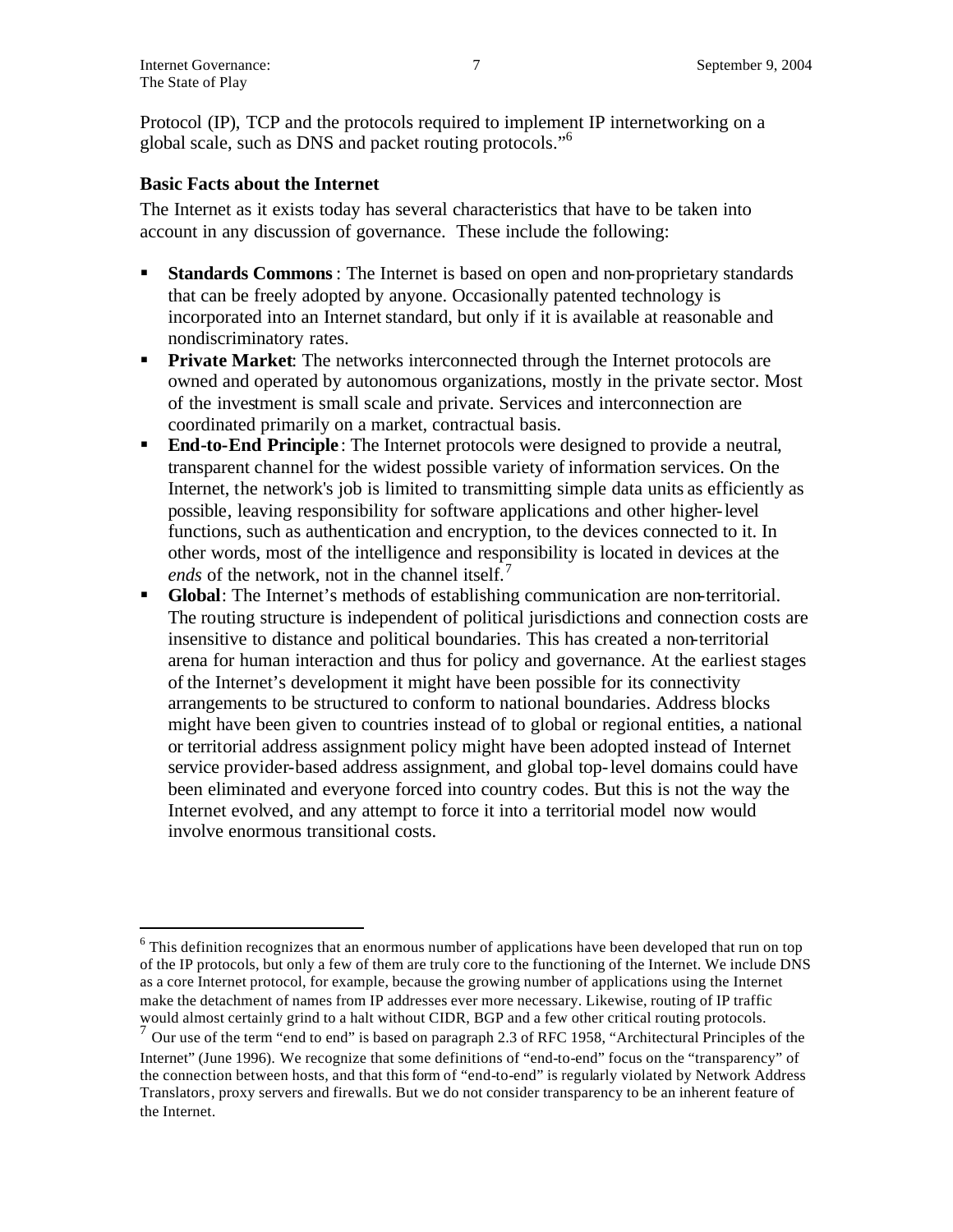Protocol (IP), TCP and the protocols required to implement IP internetworking on a global scale, such as DNS and packet routing protocols."[6]

### Basic Facts about the Internet

The Internet as it exists today has several characteristics that have to be taken into account in any discussion of governance. These include the following:

- **Standards Commons**: The Internet is based on open and non-proprietary standards that can be freely adopted by anyone. Occasionally patented technology is incorporated into an Internet standard, but only if it is available at reasonable and nondiscriminatory rates.
- **Private Market**: The networks interconnected through the Internet protocols are owned and operated by autonomous organizations, mostly in the private sector. Most of the investment is small scale and private. Services and interconnection are coordinated primarily on a market, contractual basis.
- **End-to-End Principle**: The Internet protocols were designed to provide a neutral, transparent channel for the widest possible variety of information services. On the Internet, the network's job is limited to transmitting simple data units as efficiently as possible, leaving responsibility for software applications and other higher-level functions, such as authentication and encryption, to the devices connected to it. In other words, most of the intelligence and responsibility is located in devices at the *ends* of the network, not in the channel itself.[7]
- **Global**: The Internet's methods of establishing communication are non-territorial. The routing structure is independent of political jurisdictions and connection costs are insensitive to distance and political boundaries. This has created a non-territorial arena for human interaction and thus for policy and governance. At the earliest stages of the Internet's development it might have been possible for its connectivity arrangements to be structured to conform to national boundaries. Address blocks might have been given to countries instead of to global or regional entities, a national or territorial address assignment policy might have been adopted instead of Internet service provider-based address assignment, and global top-level domains could have been eliminated and everyone forced into country codes. But this is not the way the Internet evolved, and any attempt to force it into a territorial model now would involve enormous transitional costs.

---

[6] This definition recognizes that an enormous number of applications have been developed that run on top of the IP protocols, but only a few of them are truly core to the functioning of the Internet. We include DNS as a core Internet protocol, for example, because the growing number of applications using the Internet make the detachment of names from IP addresses ever more necessary. Likewise, routing of IP traffic would almost certainly grind to a halt without CIDR, BGP and a few other critical routing protocols.

[7] Our use of the term "end to end" is based on paragraph 2.3 of RFC 1958, "Architectural Principles of the Internet" (June 1996). We recognize that some definitions of "end-to-end" focus on the "transparency" of the connection between hosts, and that this form of "end-to-end" is regularly violated by Network Address Translators, proxy servers and firewalls. But we do not consider transparency to be an inherent feature of the Internet.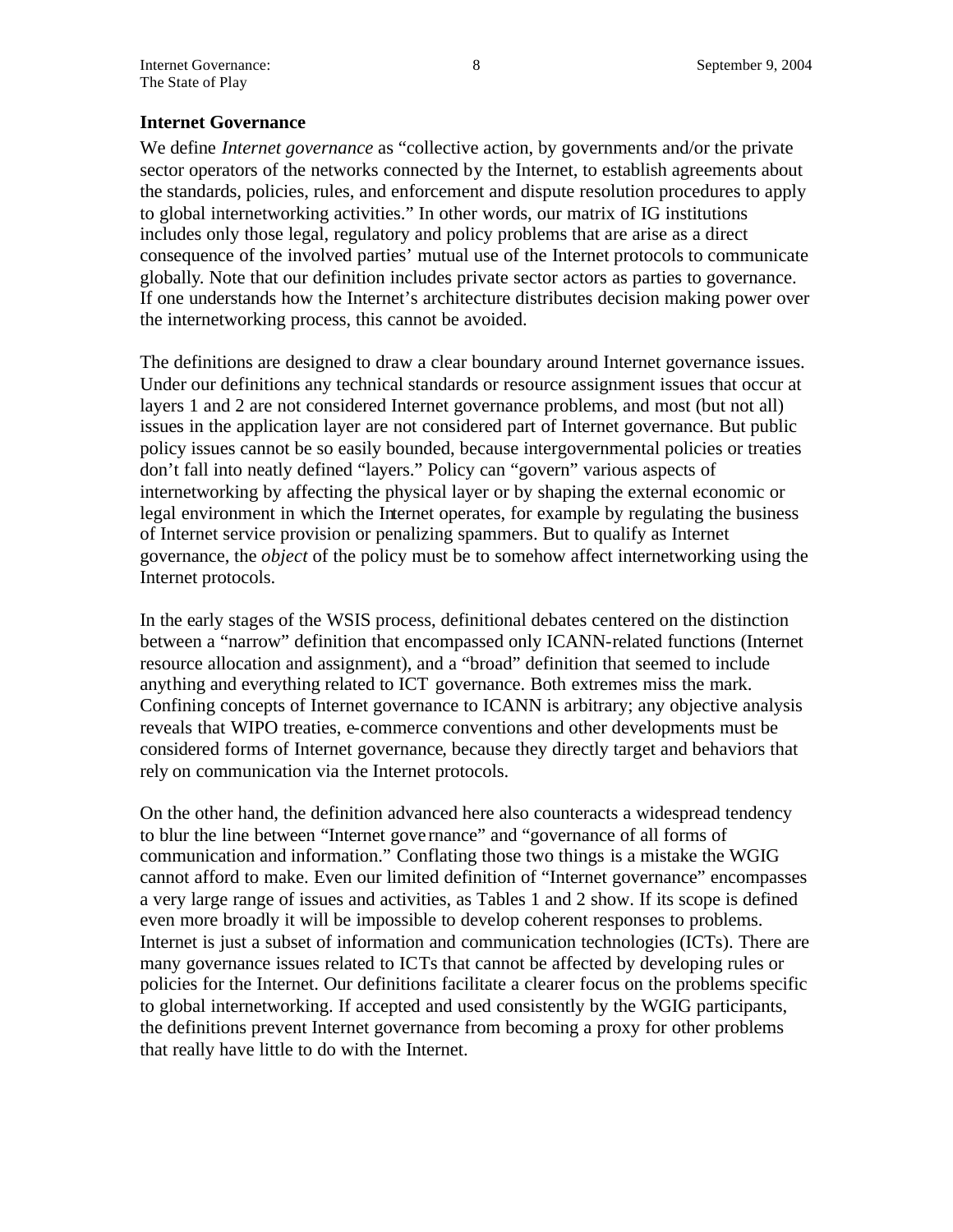## Internet Governance

We define *Internet governance* as "collective action, by governments and/or the private sector operators of the networks connected by the Internet, to establish agreements about the standards, policies, rules, and enforcement and dispute resolution procedures to apply to global internetworking activities." In other words, our matrix of IG institutions includes only those legal, regulatory and policy problems that are arise as a direct consequence of the involved parties' mutual use of the Internet protocols to communicate globally. Note that our definition includes private sector actors as parties to governance. If one understands how the Internet's architecture distributes decision making power over the internetworking process, this cannot be avoided.

The definitions are designed to draw a clear boundary around Internet governance issues. Under our definitions any technical standards or resource assignment issues that occur at layers 1 and 2 are not considered Internet governance problems, and most (but not all) issues in the application layer are not considered part of Internet governance. But public policy issues cannot be so easily bounded, because intergovernmental policies or treaties don't fall into neatly defined "layers." Policy can "govern" various aspects of internetworking by affecting the physical layer or by shaping the external economic or legal environment in which the Internet operates, for example by regulating the business of Internet service provision or penalizing spammers. But to qualify as Internet governance, the *object* of the policy must be to somehow affect internetworking using the Internet protocols.

In the early stages of the WSIS process, definitional debates centered on the distinction between a "narrow" definition that encompassed only ICANN-related functions (Internet resource allocation and assignment), and a "broad" definition that seemed to include anything and everything related to ICT governance. Both extremes miss the mark. Confining concepts of Internet governance to ICANN is arbitrary; any objective analysis reveals that WIPO treaties, e-commerce conventions and other developments must be considered forms of Internet governance, because they directly target and behaviors that rely on communication via the Internet protocols.

On the other hand, the definition advanced here also counteracts a widespread tendency to blur the line between "Internet governance" and "governance of all forms of communication and information." Conflating those two things is a mistake the WGIG cannot afford to make. Even our limited definition of "Internet governance" encompasses a very large range of issues and activities, as Tables 1 and 2 show. If its scope is defined even more broadly it will be impossible to develop coherent responses to problems. Internet is just a subset of information and communication technologies (ICTs). There are many governance issues related to ICTs that cannot be affected by developing rules or policies for the Internet. Our definitions facilitate a clearer focus on the problems specific to global internetworking. If accepted and used consistently by the WGIG participants, the definitions prevent Internet governance from becoming a proxy for other problems that really have little to do with the Internet.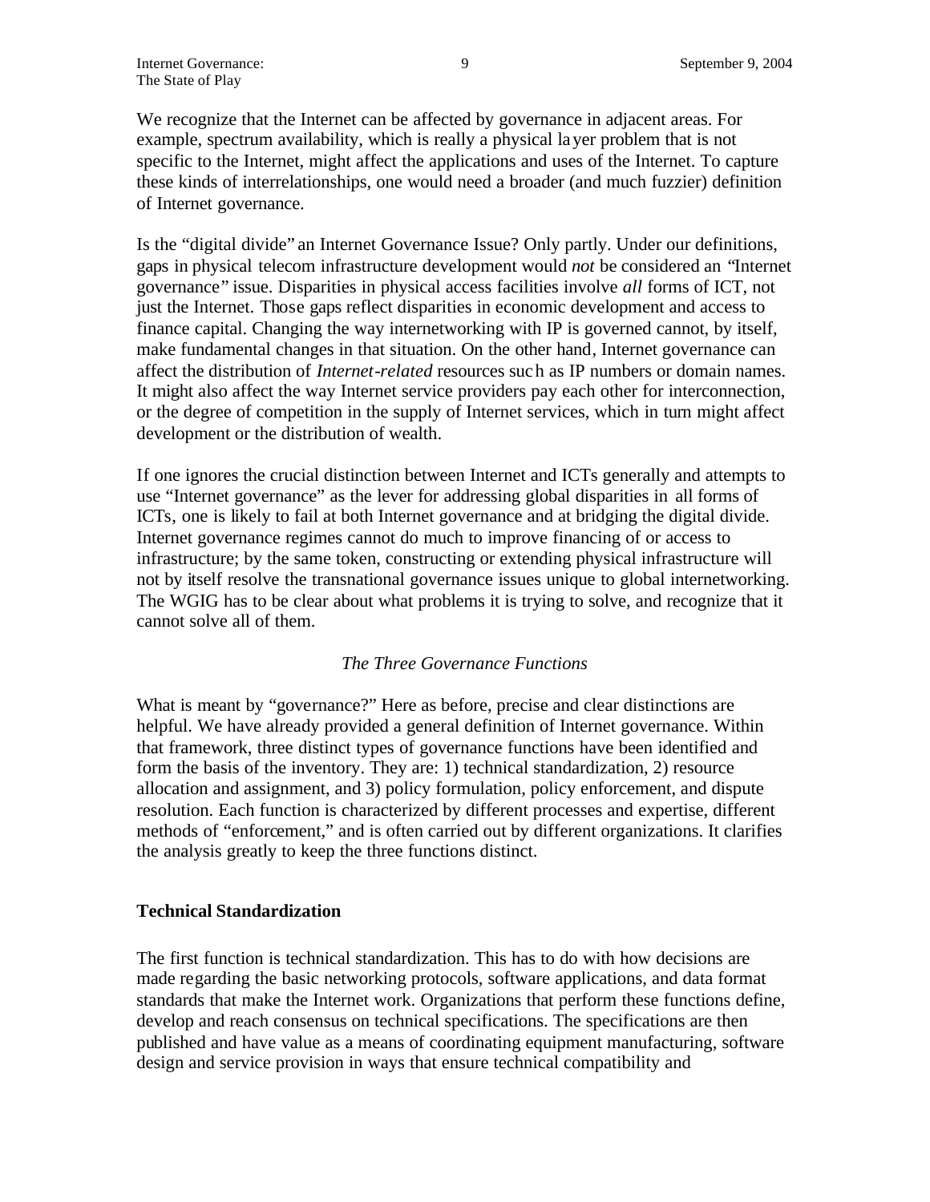We recognize that the Internet can be affected by governance in adjacent areas. For example, spectrum availability, which is really a physical layer problem that is not specific to the Internet, might affect the applications and uses of the Internet. To capture these kinds of interrelationships, one would need a broader (and much fuzzier) definition of Internet governance.

Is the "digital divide" an Internet Governance Issue? Only partly. Under our definitions, gaps in physical telecom infrastructure development would *not* be considered an "Internet governance" issue. Disparities in physical access facilities involve *all* forms of ICT, not just the Internet. Those gaps reflect disparities in economic development and access to finance capital. Changing the way internetworking with IP is governed cannot, by itself, make fundamental changes in that situation. On the other hand, Internet governance can affect the distribution of *Internet-related* resources such as IP numbers or domain names. It might also affect the way Internet service providers pay each other for interconnection, or the degree of competition in the supply of Internet services, which in turn might affect development or the distribution of wealth.

If one ignores the crucial distinction between Internet and ICTs generally and attempts to use "Internet governance" as the lever for addressing global disparities in all forms of ICTs, one is likely to fail at both Internet governance and at bridging the digital divide. Internet governance regimes cannot do much to improve financing of or access to infrastructure; by the same token, constructing or extending physical infrastructure will not by itself resolve the transnational governance issues unique to global internetworking. The WGIG has to be clear about what problems it is trying to solve, and recognize that it cannot solve all of them.

### *The Three Governance Functions*

What is meant by "governance?" Here as before, precise and clear distinctions are helpful. We have already provided a general definition of Internet governance. Within that framework, three distinct types of governance functions have been identified and form the basis of the inventory. They are: 1) technical standardization, 2) resource allocation and assignment, and 3) policy formulation, policy enforcement, and dispute resolution. Each function is characterized by different processes and expertise, different methods of "enforcement," and is often carried out by different organizations. It clarifies the analysis greatly to keep the three functions distinct.

### **Technical Standardization**

The first function is technical standardization. This has to do with how decisions are made regarding the basic networking protocols, software applications, and data format standards that make the Internet work. Organizations that perform these functions define, develop and reach consensus on technical specifications. The specifications are then published and have value as a means of coordinating equipment manufacturing, software design and service provision in ways that ensure technical compatibility and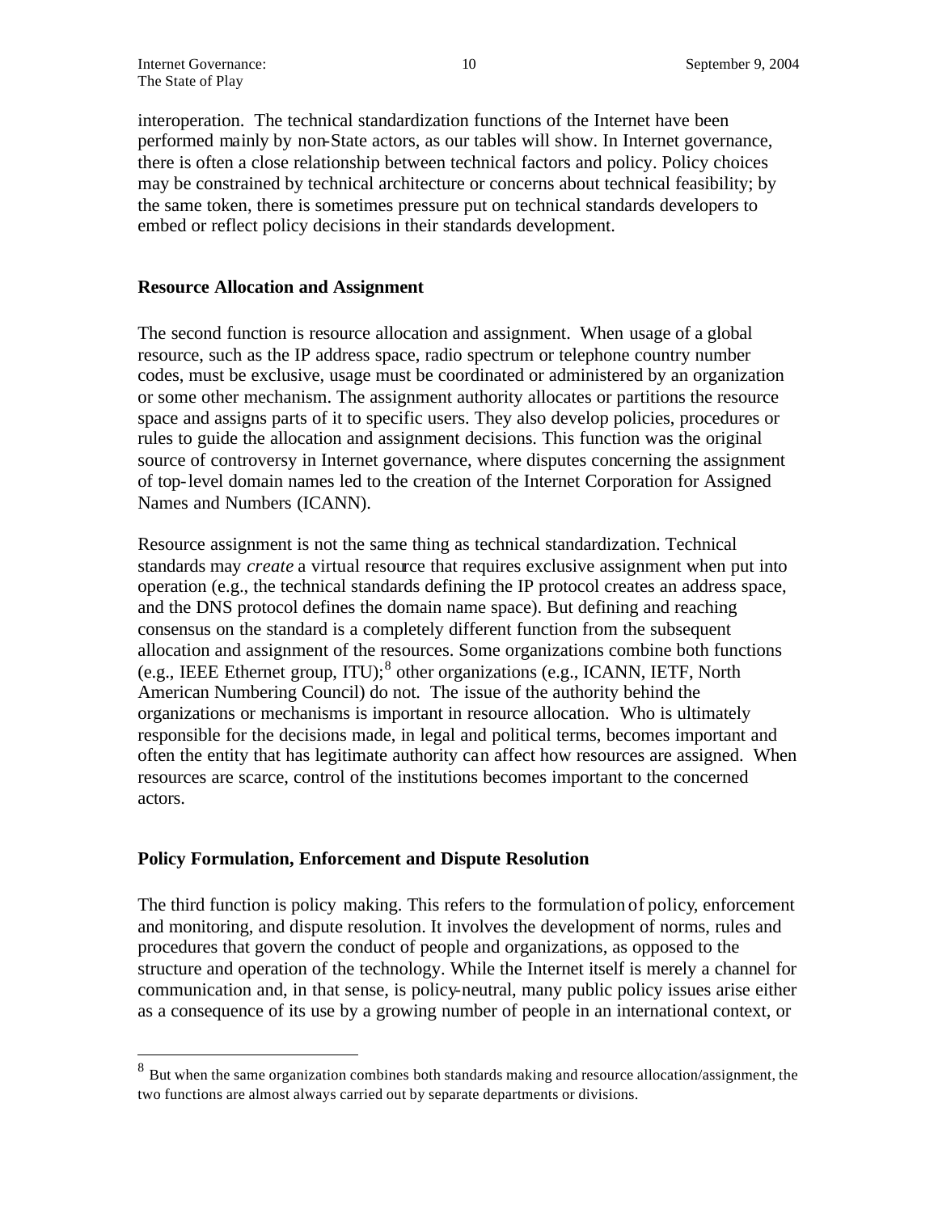interoperation. The technical standardization functions of the Internet have been performed mainly by non-State actors, as our tables will show. In Internet governance, there is often a close relationship between technical factors and policy. Policy choices may be constrained by technical architecture or concerns about technical feasibility; by the same token, there is sometimes pressure put on technical standards developers to embed or reflect policy decisions in their standards development.

### Resource Allocation and Assignment

The second function is resource allocation and assignment. When usage of a global resource, such as the IP address space, radio spectrum or telephone country number codes, must be exclusive, usage must be coordinated or administered by an organization or some other mechanism. The assignment authority allocates or partitions the resource space and assigns parts of it to specific users. They also develop policies, procedures or rules to guide the allocation and assignment decisions. This function was the original source of controversy in Internet governance, where disputes concerning the assignment of top-level domain names led to the creation of the Internet Corporation for Assigned Names and Numbers (ICANN).

Resource assignment is not the same thing as technical standardization. Technical standards may *create* a virtual resource that requires exclusive assignment when put into operation (e.g., the technical standards defining the IP protocol creates an address space, and the DNS protocol defines the domain name space). But defining and reaching consensus on the standard is a completely different function from the subsequent allocation and assignment of the resources. Some organizations combine both functions (e.g., IEEE Ethernet group, ITU);[8] other organizations (e.g., ICANN, IETF, North American Numbering Council) do not. The issue of the authority behind the organizations or mechanisms is important in resource allocation. Who is ultimately responsible for the decisions made, in legal and political terms, becomes important and often the entity that has legitimate authority can affect how resources are assigned. When resources are scarce, control of the institutions becomes important to the concerned actors.

### Policy Formulation, Enforcement and Dispute Resolution

The third function is policy making. This refers to the formulation of policy, enforcement and monitoring, and dispute resolution. It involves the development of norms, rules and procedures that govern the conduct of people and organizations, as opposed to the structure and operation of the technology. While the Internet itself is merely a channel for communication and, in that sense, is policy-neutral, many public policy issues arise either as a consequence of its use by a growing number of people in an international context, or

---

[8] But when the same organization combines both standards making and resource allocation/assignment, the two functions are almost always carried out by separate departments or divisions.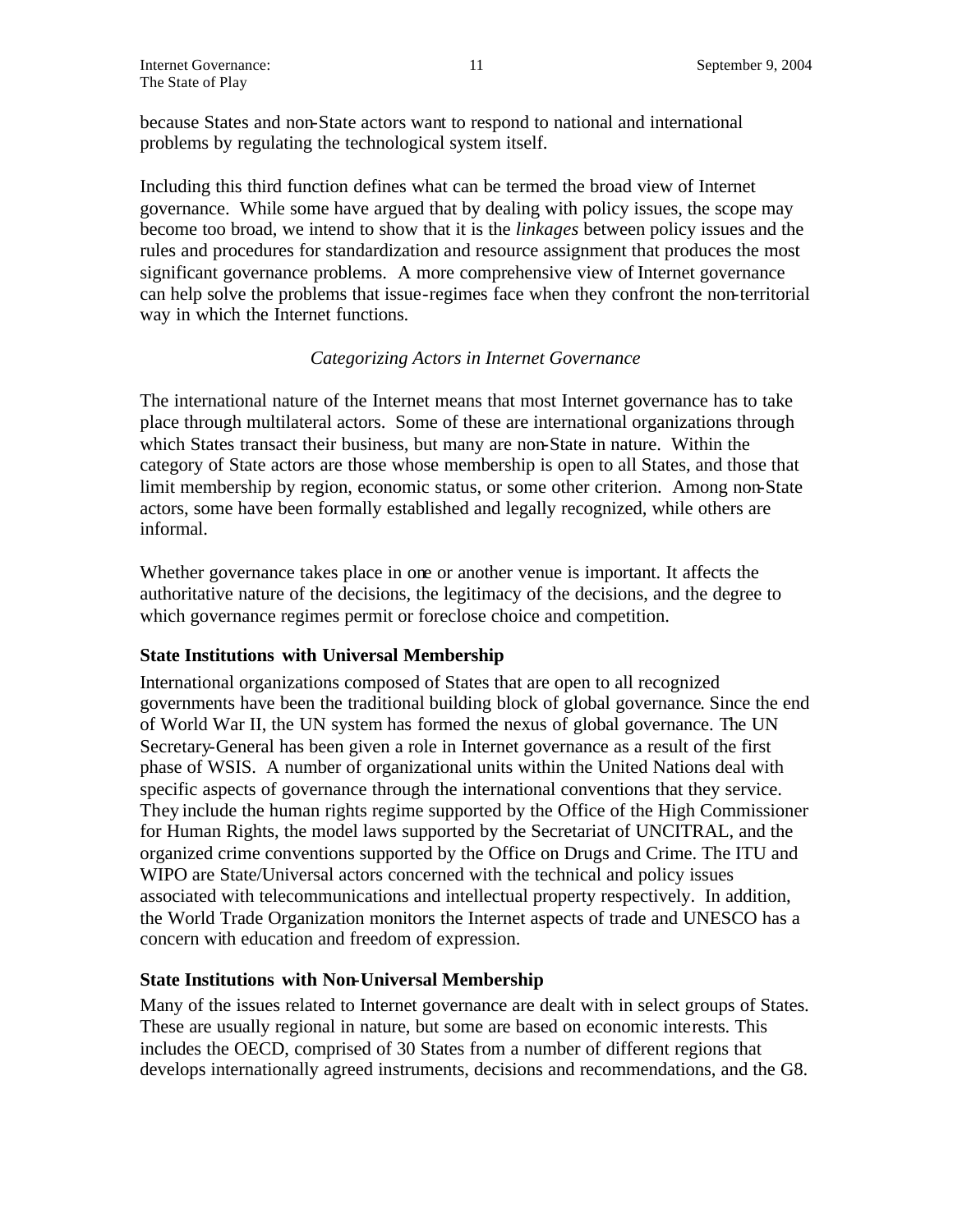because States and non-State actors want to respond to national and international problems by regulating the technological system itself.

Including this third function defines what can be termed the broad view of Internet governance. While some have argued that by dealing with policy issues, the scope may become too broad, we intend to show that it is the *linkages* between policy issues and the rules and procedures for standardization and resource assignment that produces the most significant governance problems. A more comprehensive view of Internet governance can help solve the problems that issue-regimes face when they confront the non-territorial way in which the Internet functions.

### *Categorizing Actors in Internet Governance*

The international nature of the Internet means that most Internet governance has to take place through multilateral actors. Some of these are international organizations through which States transact their business, but many are non-State in nature. Within the category of State actors are those whose membership is open to all States, and those that limit membership by region, economic status, or some other criterion. Among non-State actors, some have been formally established and legally recognized, while others are informal.

Whether governance takes place in one or another venue is important. It affects the authoritative nature of the decisions, the legitimacy of the decisions, and the degree to which governance regimes permit or foreclose choice and competition.

#### **State Institutions with Universal Membership**

International organizations composed of States that are open to all recognized governments have been the traditional building block of global governance. Since the end of World War II, the UN system has formed the nexus of global governance. The UN Secretary-General has been given a role in Internet governance as a result of the first phase of WSIS. A number of organizational units within the United Nations deal with specific aspects of governance through the international conventions that they service. They include the human rights regime supported by the Office of the High Commissioner for Human Rights, the model laws supported by the Secretariat of UNCITRAL, and the organized crime conventions supported by the Office on Drugs and Crime. The ITU and WIPO are State/Universal actors concerned with the technical and policy issues associated with telecommunications and intellectual property respectively. In addition, the World Trade Organization monitors the Internet aspects of trade and UNESCO has a concern with education and freedom of expression.

#### **State Institutions with Non-Universal Membership**

Many of the issues related to Internet governance are dealt with in select groups of States. These are usually regional in nature, but some are based on economic interests. This includes the OECD, comprised of 30 States from a number of different regions that develops internationally agreed instruments, decisions and recommendations, and the G8.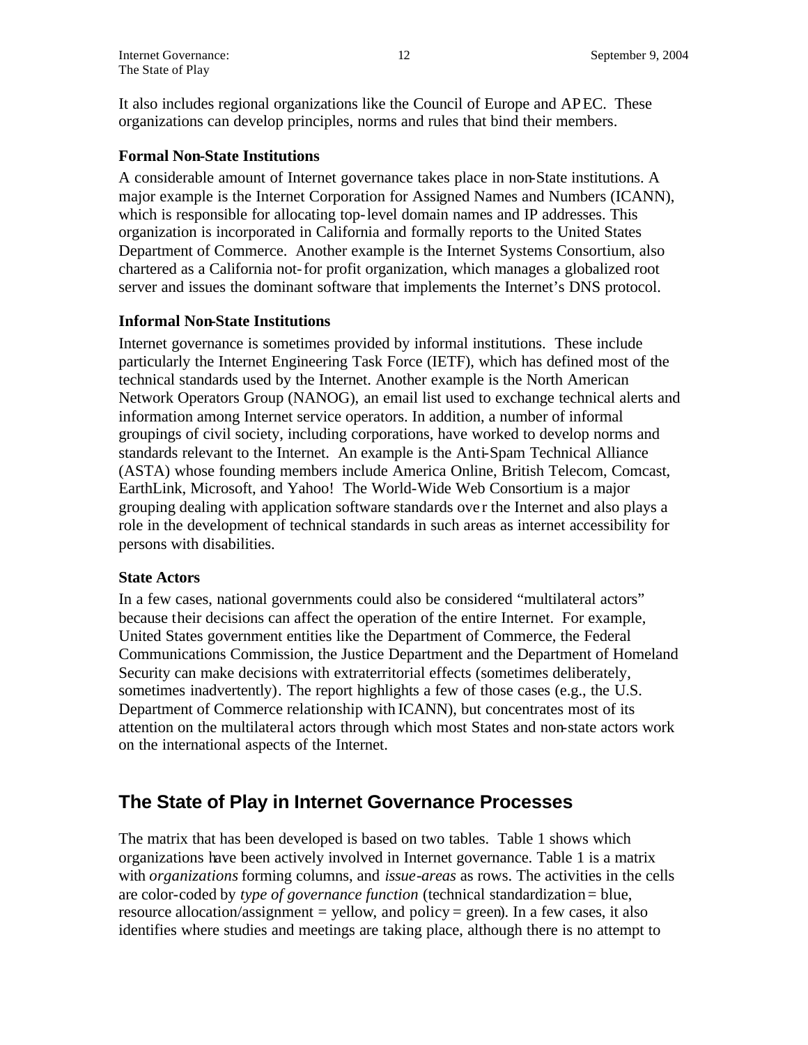It also includes regional organizations like the Council of Europe and APEC. These organizations can develop principles, norms and rules that bind their members.

### Formal Non-State Institutions

A considerable amount of Internet governance takes place in non-State institutions. A major example is the Internet Corporation for Assigned Names and Numbers (ICANN), which is responsible for allocating top-level domain names and IP addresses. This organization is incorporated in California and formally reports to the United States Department of Commerce. Another example is the Internet Systems Consortium, also chartered as a California not-for profit organization, which manages a globalized root server and issues the dominant software that implements the Internet's DNS protocol.

### Informal Non-State Institutions

Internet governance is sometimes provided by informal institutions. These include particularly the Internet Engineering Task Force (IETF), which has defined most of the technical standards used by the Internet. Another example is the North American Network Operators Group (NANOG), an email list used to exchange technical alerts and information among Internet service operators. In addition, a number of informal groupings of civil society, including corporations, have worked to develop norms and standards relevant to the Internet. An example is the Anti-Spam Technical Alliance (ASTA) whose founding members include America Online, British Telecom, Comcast, EarthLink, Microsoft, and Yahoo! The World-Wide Web Consortium is a major grouping dealing with application software standards over the Internet and also plays a role in the development of technical standards in such areas as internet accessibility for persons with disabilities.

### State Actors

In a few cases, national governments could also be considered "multilateral actors" because their decisions can affect the operation of the entire Internet. For example, United States government entities like the Department of Commerce, the Federal Communications Commission, the Justice Department and the Department of Homeland Security can make decisions with extraterritorial effects (sometimes deliberately, sometimes inadvertently). The report highlights a few of those cases (e.g., the U.S. Department of Commerce relationship with ICANN), but concentrates most of its attention on the multilateral actors through which most States and non-state actors work on the international aspects of the Internet.

## The State of Play in Internet Governance Processes

The matrix that has been developed is based on two tables. Table 1 shows which organizations have been actively involved in Internet governance. Table 1 is a matrix with *organizations* forming columns, and *issue-areas* as rows. The activities in the cells are color-coded by *type of governance function* (technical standardization = blue, resource allocation/assignment = yellow, and policy = green). In a few cases, it also identifies where studies and meetings are taking place, although there is no attempt to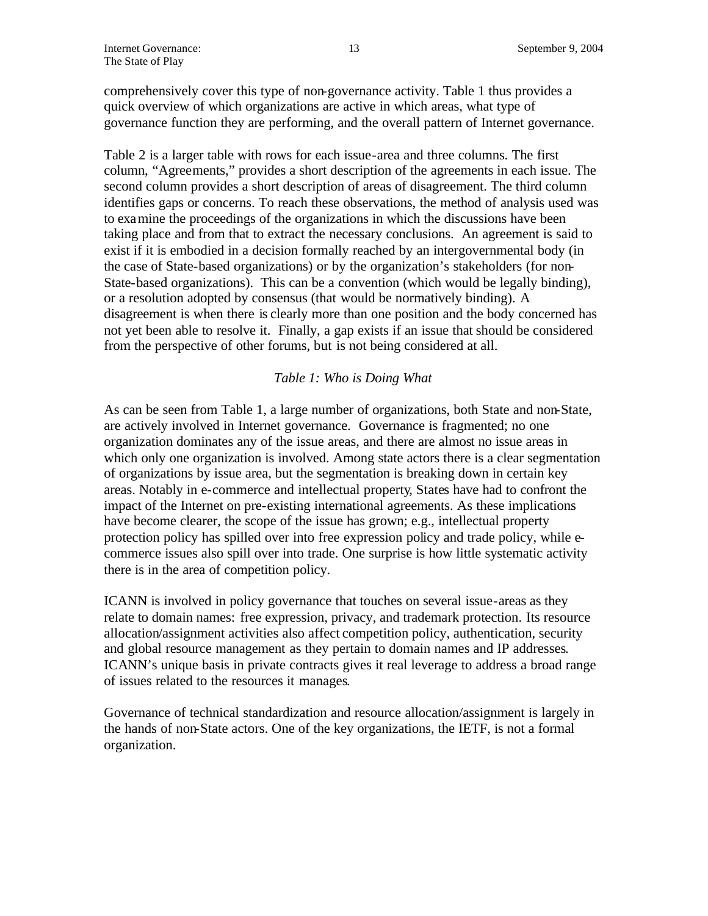comprehensively cover this type of non-governance activity. Table 1 thus provides a quick overview of which organizations are active in which areas, what type of governance function they are performing, and the overall pattern of Internet governance.

Table 2 is a larger table with rows for each issue-area and three columns. The first column, "Agreements," provides a short description of the agreements in each issue. The second column provides a short description of areas of disagreement. The third column identifies gaps or concerns. To reach these observations, the method of analysis used was to examine the proceedings of the organizations in which the discussions have been taking place and from that to extract the necessary conclusions. An agreement is said to exist if it is embodied in a decision formally reached by an intergovernmental body (in the case of State-based organizations) or by the organization's stakeholders (for non-State-based organizations). This can be a convention (which would be legally binding), or a resolution adopted by consensus (that would be normatively binding). A disagreement is when there is clearly more than one position and the body concerned has not yet been able to resolve it. Finally, a gap exists if an issue that should be considered from the perspective of other forums, but is not being considered at all.

*Table 1: Who is Doing What*

As can be seen from Table 1, a large number of organizations, both State and non-State, are actively involved in Internet governance. Governance is fragmented; no one organization dominates any of the issue areas, and there are almost no issue areas in which only one organization is involved. Among state actors there is a clear segmentation of organizations by issue area, but the segmentation is breaking down in certain key areas. Notably in e-commerce and intellectual property, States have had to confront the impact of the Internet on pre-existing international agreements. As these implications have become clearer, the scope of the issue has grown; e.g., intellectual property protection policy has spilled over into free expression policy and trade policy, while e-commerce issues also spill over into trade. One surprise is how little systematic activity there is in the area of competition policy.

ICANN is involved in policy governance that touches on several issue-areas as they relate to domain names: free expression, privacy, and trademark protection. Its resource allocation/assignment activities also affect competition policy, authentication, security and global resource management as they pertain to domain names and IP addresses. ICANN's unique basis in private contracts gives it real leverage to address a broad range of issues related to the resources it manages.

Governance of technical standardization and resource allocation/assignment is largely in the hands of non-State actors. One of the key organizations, the IETF, is not a formal organization.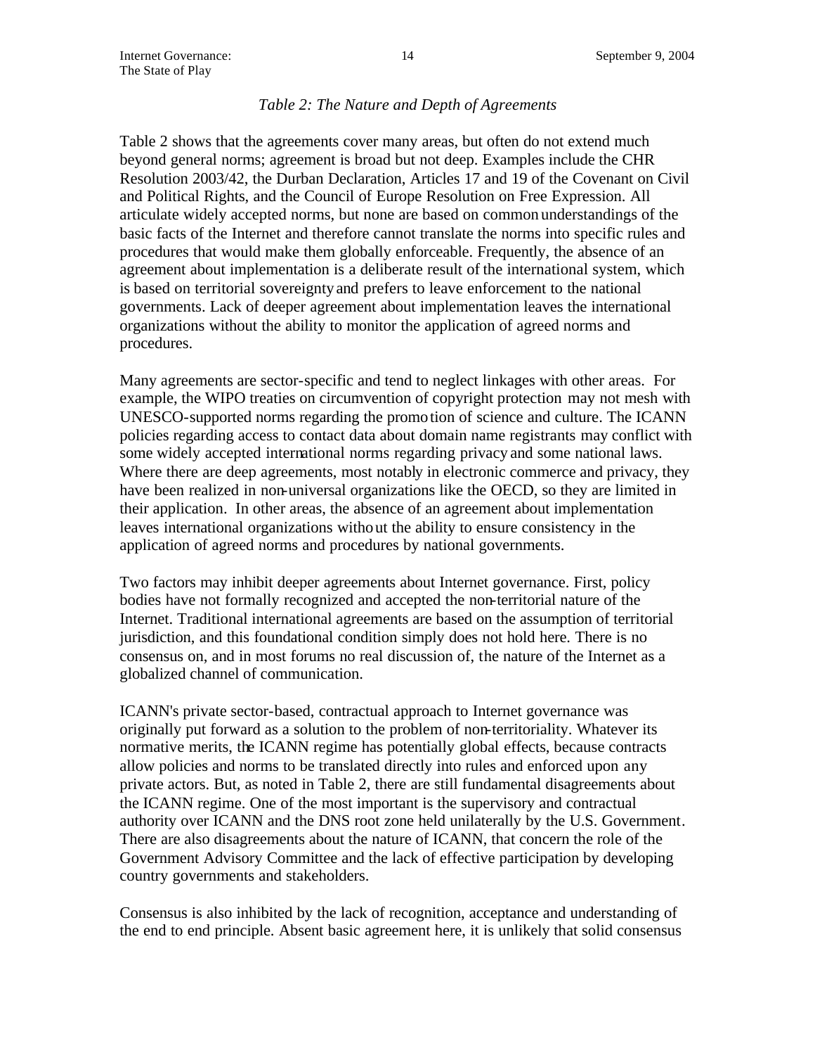*Table 2: The Nature and Depth of Agreements*

Table 2 shows that the agreements cover many areas, but often do not extend much beyond general norms; agreement is broad but not deep. Examples include the CHR Resolution 2003/42, the Durban Declaration, Articles 17 and 19 of the Covenant on Civil and Political Rights, and the Council of Europe Resolution on Free Expression. All articulate widely accepted norms, but none are based on common understandings of the basic facts of the Internet and therefore cannot translate the norms into specific rules and procedures that would make them globally enforceable. Frequently, the absence of an agreement about implementation is a deliberate result of the international system, which is based on territorial sovereignty and prefers to leave enforcement to the national governments. Lack of deeper agreement about implementation leaves the international organizations without the ability to monitor the application of agreed norms and procedures.

Many agreements are sector-specific and tend to neglect linkages with other areas. For example, the WIPO treaties on circumvention of copyright protection may not mesh with UNESCO-supported norms regarding the promotion of science and culture. The ICANN policies regarding access to contact data about domain name registrants may conflict with some widely accepted international norms regarding privacy and some national laws. Where there are deep agreements, most notably in electronic commerce and privacy, they have been realized in non-universal organizations like the OECD, so they are limited in their application. In other areas, the absence of an agreement about implementation leaves international organizations without the ability to ensure consistency in the application of agreed norms and procedures by national governments.

Two factors may inhibit deeper agreements about Internet governance. First, policy bodies have not formally recognized and accepted the non-territorial nature of the Internet. Traditional international agreements are based on the assumption of territorial jurisdiction, and this foundational condition simply does not hold here. There is no consensus on, and in most forums no real discussion of, the nature of the Internet as a globalized channel of communication.

ICANN's private sector-based, contractual approach to Internet governance was originally put forward as a solution to the problem of non-territoriality. Whatever its normative merits, the ICANN regime has potentially global effects, because contracts allow policies and norms to be translated directly into rules and enforced upon any private actors. But, as noted in Table 2, there are still fundamental disagreements about the ICANN regime. One of the most important is the supervisory and contractual authority over ICANN and the DNS root zone held unilaterally by the U.S. Government. There are also disagreements about the nature of ICANN, that concern the role of the Government Advisory Committee and the lack of effective participation by developing country governments and stakeholders.

Consensus is also inhibited by the lack of recognition, acceptance and understanding of the end to end principle. Absent basic agreement here, it is unlikely that solid consensus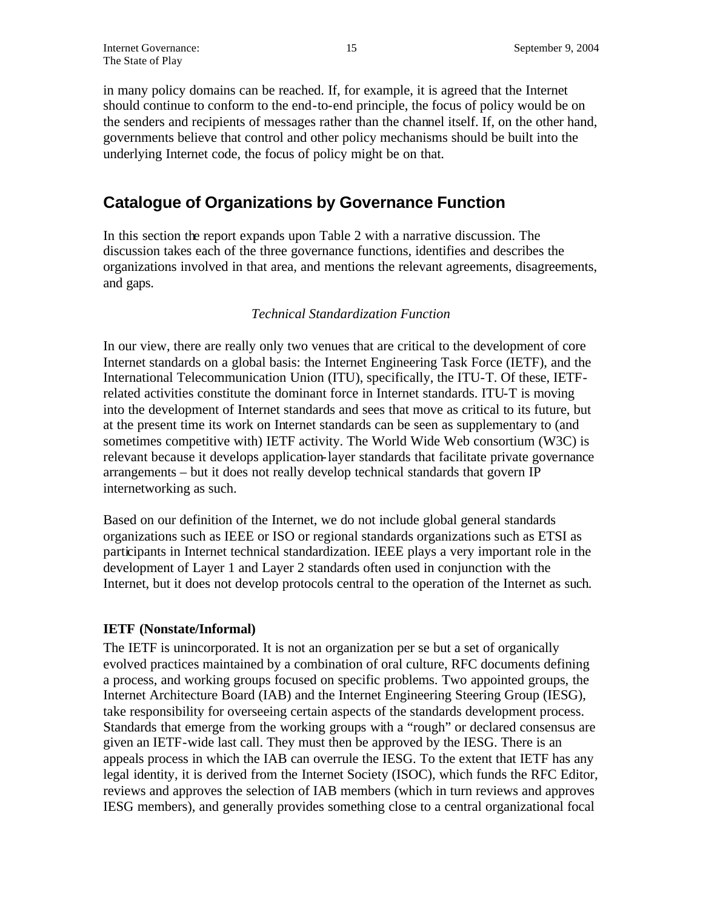in many policy domains can be reached. If, for example, it is agreed that the Internet should continue to conform to the end-to-end principle, the focus of policy would be on the senders and recipients of messages rather than the channel itself. If, on the other hand, governments believe that control and other policy mechanisms should be built into the underlying Internet code, the focus of policy might be on that.

## Catalogue of Organizations by Governance Function

In this section the report expands upon Table 2 with a narrative discussion. The discussion takes each of the three governance functions, identifies and describes the organizations involved in that area, and mentions the relevant agreements, disagreements, and gaps.

*Technical Standardization Function*

In our view, there are really only two venues that are critical to the development of core Internet standards on a global basis: the Internet Engineering Task Force (IETF), and the International Telecommunication Union (ITU), specifically, the ITU-T. Of these, IETF-related activities constitute the dominant force in Internet standards. ITU-T is moving into the development of Internet standards and sees that move as critical to its future, but at the present time its work on Internet standards can be seen as supplementary to (and sometimes competitive with) IETF activity. The World Wide Web consortium (W3C) is relevant because it develops application-layer standards that facilitate private governance arrangements – but it does not really develop technical standards that govern IP internetworking as such.

Based on our definition of the Internet, we do not include global general standards organizations such as IEEE or ISO or regional standards organizations such as ETSI as participants in Internet technical standardization. IEEE plays a very important role in the development of Layer 1 and Layer 2 standards often used in conjunction with the Internet, but it does not develop protocols central to the operation of the Internet as such.

**IETF (Nonstate/Informal)**

The IETF is unincorporated. It is not an organization per se but a set of organically evolved practices maintained by a combination of oral culture, RFC documents defining a process, and working groups focused on specific problems. Two appointed groups, the Internet Architecture Board (IAB) and the Internet Engineering Steering Group (IESG), take responsibility for overseeing certain aspects of the standards development process. Standards that emerge from the working groups with a "rough" or declared consensus are given an IETF-wide last call. They must then be approved by the IESG. There is an appeals process in which the IAB can overrule the IESG. To the extent that IETF has any legal identity, it is derived from the Internet Society (ISOC), which funds the RFC Editor, reviews and approves the selection of IAB members (which in turn reviews and approves IESG members), and generally provides something close to a central organizational focal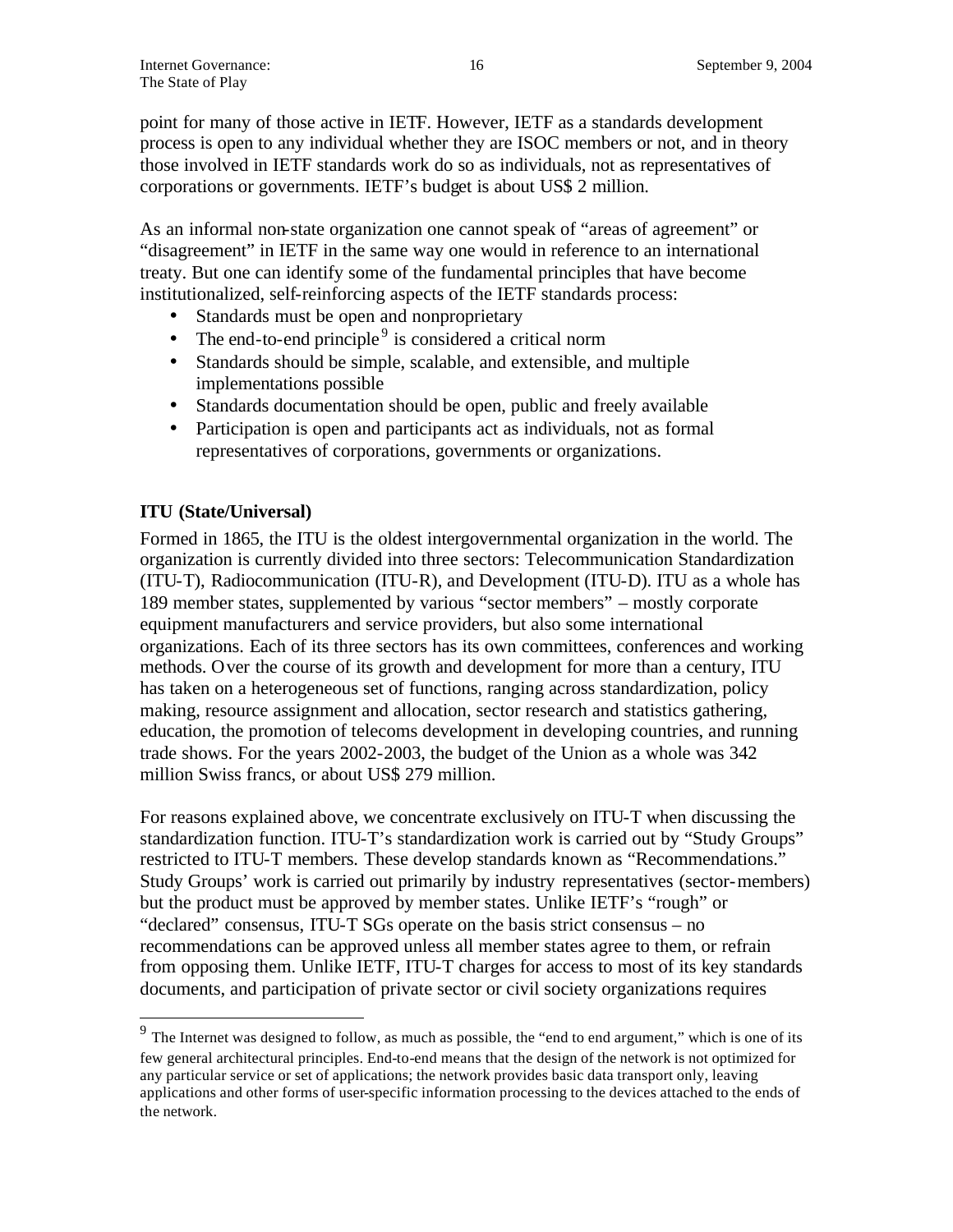point for many of those active in IETF. However, IETF as a standards development process is open to any individual whether they are ISOC members or not, and in theory those involved in IETF standards work do so as individuals, not as representatives of corporations or governments. IETF's budget is about US$ 2 million.

As an informal non-state organization one cannot speak of "areas of agreement" or "disagreement" in IETF in the same way one would in reference to an international treaty. But one can identify some of the fundamental principles that have become institutionalized, self-reinforcing aspects of the IETF standards process:

- Standards must be open and nonproprietary
- The end-to-end principle[9] is considered a critical norm
- Standards should be simple, scalable, and extensible, and multiple implementations possible
- Standards documentation should be open, public and freely available
- Participation is open and participants act as individuals, not as formal representatives of corporations, governments or organizations.

**ITU (State/Universal)**

Formed in 1865, the ITU is the oldest intergovernmental organization in the world. The organization is currently divided into three sectors: Telecommunication Standardization (ITU-T), Radiocommunication (ITU-R), and Development (ITU-D). ITU as a whole has 189 member states, supplemented by various "sector members" – mostly corporate equipment manufacturers and service providers, but also some international organizations. Each of its three sectors has its own committees, conferences and working methods. Over the course of its growth and development for more than a century, ITU has taken on a heterogeneous set of functions, ranging across standardization, policy making, resource assignment and allocation, sector research and statistics gathering, education, the promotion of telecoms development in developing countries, and running trade shows. For the years 2002-2003, the budget of the Union as a whole was 342 million Swiss francs, or about US$ 279 million.

For reasons explained above, we concentrate exclusively on ITU-T when discussing the standardization function. ITU-T's standardization work is carried out by "Study Groups" restricted to ITU-T members. These develop standards known as "Recommendations." Study Groups' work is carried out primarily by industry representatives (sector-members) but the product must be approved by member states. Unlike IETF's "rough" or "declared" consensus, ITU-T SGs operate on the basis strict consensus – no recommendations can be approved unless all member states agree to them, or refrain from opposing them. Unlike IETF, ITU-T charges for access to most of its key standards documents, and participation of private sector or civil society organizations requires

[9] The Internet was designed to follow, as much as possible, the "end to end argument," which is one of its few general architectural principles. End-to-end means that the design of the network is not optimized for any particular service or set of applications; the network provides basic data transport only, leaving applications and other forms of user-specific information processing to the devices attached to the ends of the network.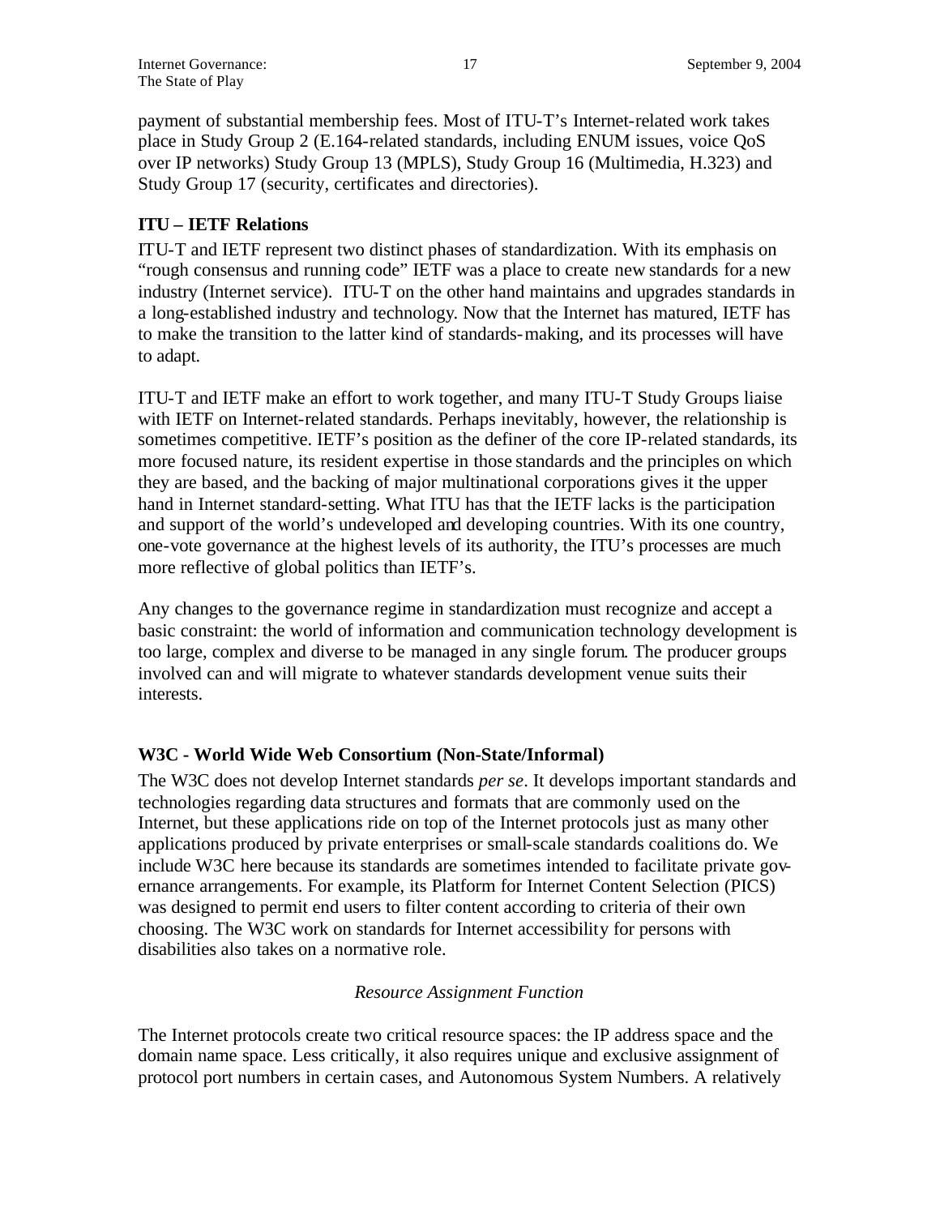payment of substantial membership fees. Most of ITU-T's Internet-related work takes place in Study Group 2 (E.164-related standards, including ENUM issues, voice QoS over IP networks) Study Group 13 (MPLS), Study Group 16 (Multimedia, H.323) and Study Group 17 (security, certificates and directories).

**ITU – IETF Relations**

ITU-T and IETF represent two distinct phases of standardization. With its emphasis on "rough consensus and running code" IETF was a place to create new standards for a new industry (Internet service). ITU-T on the other hand maintains and upgrades standards in a long-established industry and technology. Now that the Internet has matured, IETF has to make the transition to the latter kind of standards-making, and its processes will have to adapt.

ITU-T and IETF make an effort to work together, and many ITU-T Study Groups liaise with IETF on Internet-related standards. Perhaps inevitably, however, the relationship is sometimes competitive. IETF's position as the definer of the core IP-related standards, its more focused nature, its resident expertise in those standards and the principles on which they are based, and the backing of major multinational corporations gives it the upper hand in Internet standard-setting. What ITU has that the IETF lacks is the participation and support of the world's undeveloped and developing countries. With its one country, one-vote governance at the highest levels of its authority, the ITU's processes are much more reflective of global politics than IETF's.

Any changes to the governance regime in standardization must recognize and accept a basic constraint: the world of information and communication technology development is too large, complex and diverse to be managed in any single forum. The producer groups involved can and will migrate to whatever standards development venue suits their interests.

**W3C - World Wide Web Consortium (Non-State/Informal)**

The W3C does not develop Internet standards *per se*. It develops important standards and technologies regarding data structures and formats that are commonly used on the Internet, but these applications ride on top of the Internet protocols just as many other applications produced by private enterprises or small-scale standards coalitions do. We include W3C here because its standards are sometimes intended to facilitate private governance arrangements. For example, its Platform for Internet Content Selection (PICS) was designed to permit end users to filter content according to criteria of their own choosing. The W3C work on standards for Internet accessibility for persons with disabilities also takes on a normative role.

*Resource Assignment Function*

The Internet protocols create two critical resource spaces: the IP address space and the domain name space. Less critically, it also requires unique and exclusive assignment of protocol port numbers in certain cases, and Autonomous System Numbers. A relatively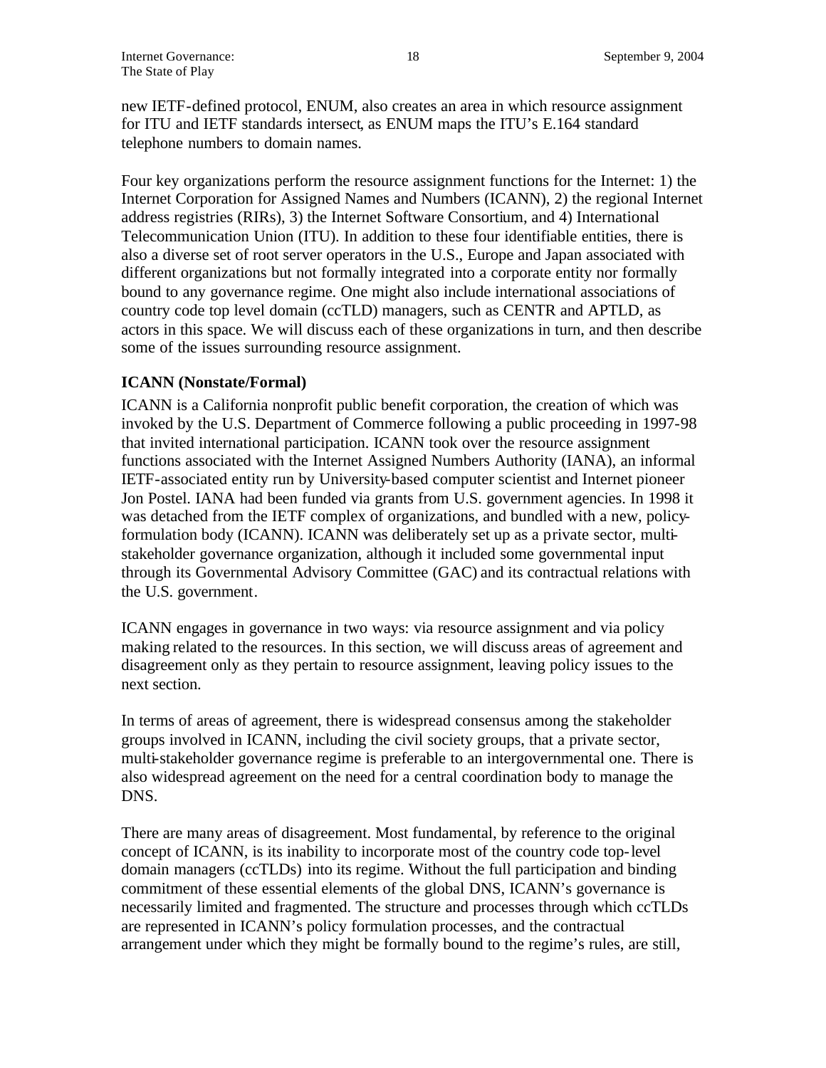new IETF-defined protocol, ENUM, also creates an area in which resource assignment for ITU and IETF standards intersect, as ENUM maps the ITU's E.164 standard telephone numbers to domain names.

Four key organizations perform the resource assignment functions for the Internet: 1) the Internet Corporation for Assigned Names and Numbers (ICANN), 2) the regional Internet address registries (RIRs), 3) the Internet Software Consortium, and 4) International Telecommunication Union (ITU). In addition to these four identifiable entities, there is also a diverse set of root server operators in the U.S., Europe and Japan associated with different organizations but not formally integrated into a corporate entity nor formally bound to any governance regime. One might also include international associations of country code top level domain (ccTLD) managers, such as CENTR and APTLD, as actors in this space. We will discuss each of these organizations in turn, and then describe some of the issues surrounding resource assignment.

**ICANN (Nonstate/Formal)**

ICANN is a California nonprofit public benefit corporation, the creation of which was invoked by the U.S. Department of Commerce following a public proceeding in 1997-98 that invited international participation. ICANN took over the resource assignment functions associated with the Internet Assigned Numbers Authority (IANA), an informal IETF-associated entity run by University-based computer scientist and Internet pioneer Jon Postel. IANA had been funded via grants from U.S. government agencies. In 1998 it was detached from the IETF complex of organizations, and bundled with a new, policy-formulation body (ICANN). ICANN was deliberately set up as a private sector, multi-stakeholder governance organization, although it included some governmental input through its Governmental Advisory Committee (GAC) and its contractual relations with the U.S. government.

ICANN engages in governance in two ways: via resource assignment and via policy making related to the resources. In this section, we will discuss areas of agreement and disagreement only as they pertain to resource assignment, leaving policy issues to the next section.

In terms of areas of agreement, there is widespread consensus among the stakeholder groups involved in ICANN, including the civil society groups, that a private sector, multi-stakeholder governance regime is preferable to an intergovernmental one. There is also widespread agreement on the need for a central coordination body to manage the DNS.

There are many areas of disagreement. Most fundamental, by reference to the original concept of ICANN, is its inability to incorporate most of the country code top-level domain managers (ccTLDs) into its regime. Without the full participation and binding commitment of these essential elements of the global DNS, ICANN's governance is necessarily limited and fragmented. The structure and processes through which ccTLDs are represented in ICANN's policy formulation processes, and the contractual arrangement under which they might be formally bound to the regime's rules, are still,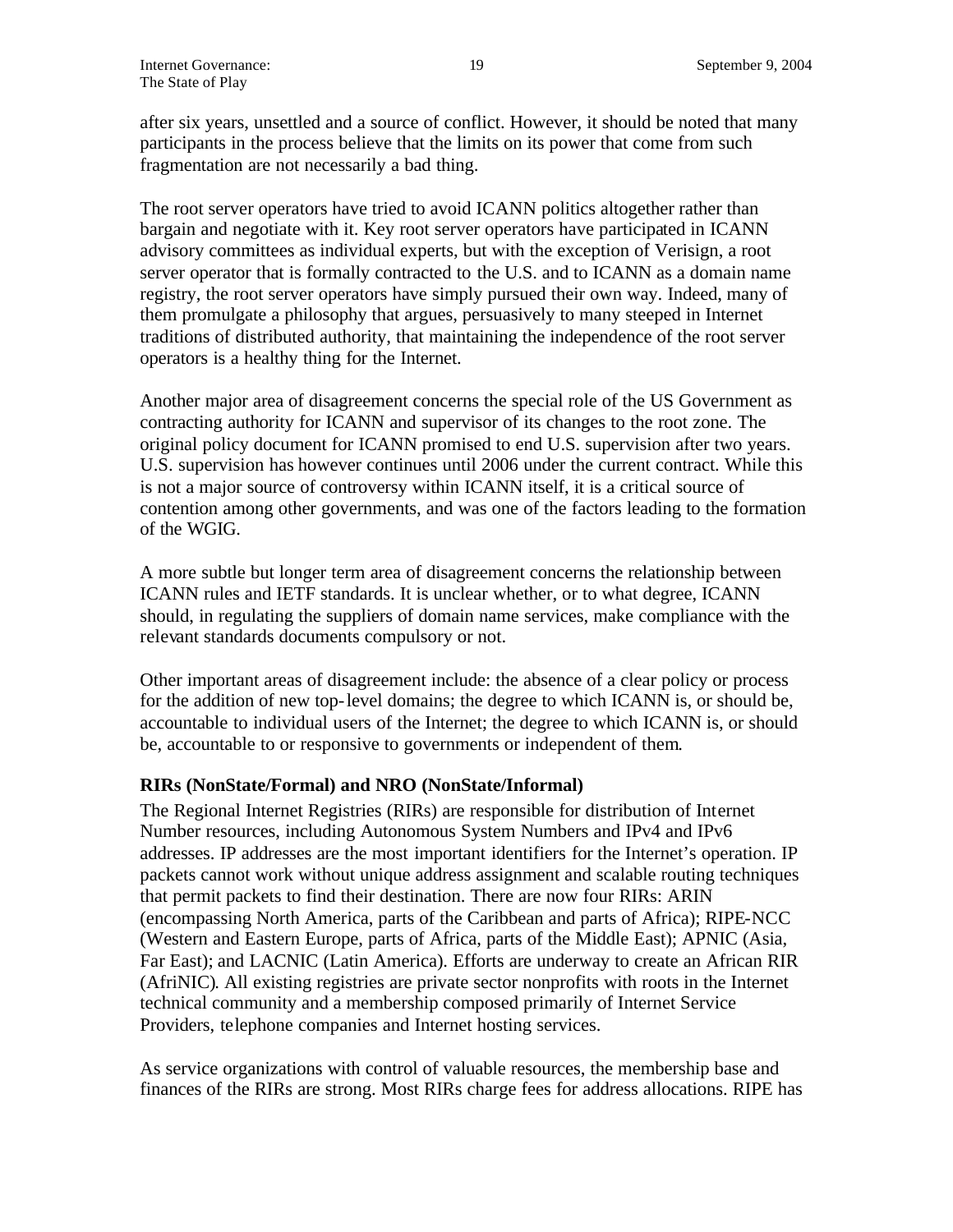after six years, unsettled and a source of conflict. However, it should be noted that many participants in the process believe that the limits on its power that come from such fragmentation are not necessarily a bad thing.

The root server operators have tried to avoid ICANN politics altogether rather than bargain and negotiate with it. Key root server operators have participated in ICANN advisory committees as individual experts, but with the exception of Verisign, a root server operator that is formally contracted to the U.S. and to ICANN as a domain name registry, the root server operators have simply pursued their own way. Indeed, many of them promulgate a philosophy that argues, persuasively to many steeped in Internet traditions of distributed authority, that maintaining the independence of the root server operators is a healthy thing for the Internet.

Another major area of disagreement concerns the special role of the US Government as contracting authority for ICANN and supervisor of its changes to the root zone. The original policy document for ICANN promised to end U.S. supervision after two years. U.S. supervision has however continues until 2006 under the current contract. While this is not a major source of controversy within ICANN itself, it is a critical source of contention among other governments, and was one of the factors leading to the formation of the WGIG.

A more subtle but longer term area of disagreement concerns the relationship between ICANN rules and IETF standards. It is unclear whether, or to what degree, ICANN should, in regulating the suppliers of domain name services, make compliance with the relevant standards documents compulsory or not.

Other important areas of disagreement include: the absence of a clear policy or process for the addition of new top-level domains; the degree to which ICANN is, or should be, accountable to individual users of the Internet; the degree to which ICANN is, or should be, accountable to or responsive to governments or independent of them.

**RIRs (NonState/Formal) and NRO (NonState/Informal)**

The Regional Internet Registries (RIRs) are responsible for distribution of Internet Number resources, including Autonomous System Numbers and IPv4 and IPv6 addresses. IP addresses are the most important identifiers for the Internet's operation. IP packets cannot work without unique address assignment and scalable routing techniques that permit packets to find their destination. There are now four RIRs: ARIN (encompassing North America, parts of the Caribbean and parts of Africa); RIPE-NCC (Western and Eastern Europe, parts of Africa, parts of the Middle East); APNIC (Asia, Far East); and LACNIC (Latin America). Efforts are underway to create an African RIR (AfriNIC). All existing registries are private sector nonprofits with roots in the Internet technical community and a membership composed primarily of Internet Service Providers, telephone companies and Internet hosting services.

As service organizations with control of valuable resources, the membership base and finances of the RIRs are strong. Most RIRs charge fees for address allocations. RIPE has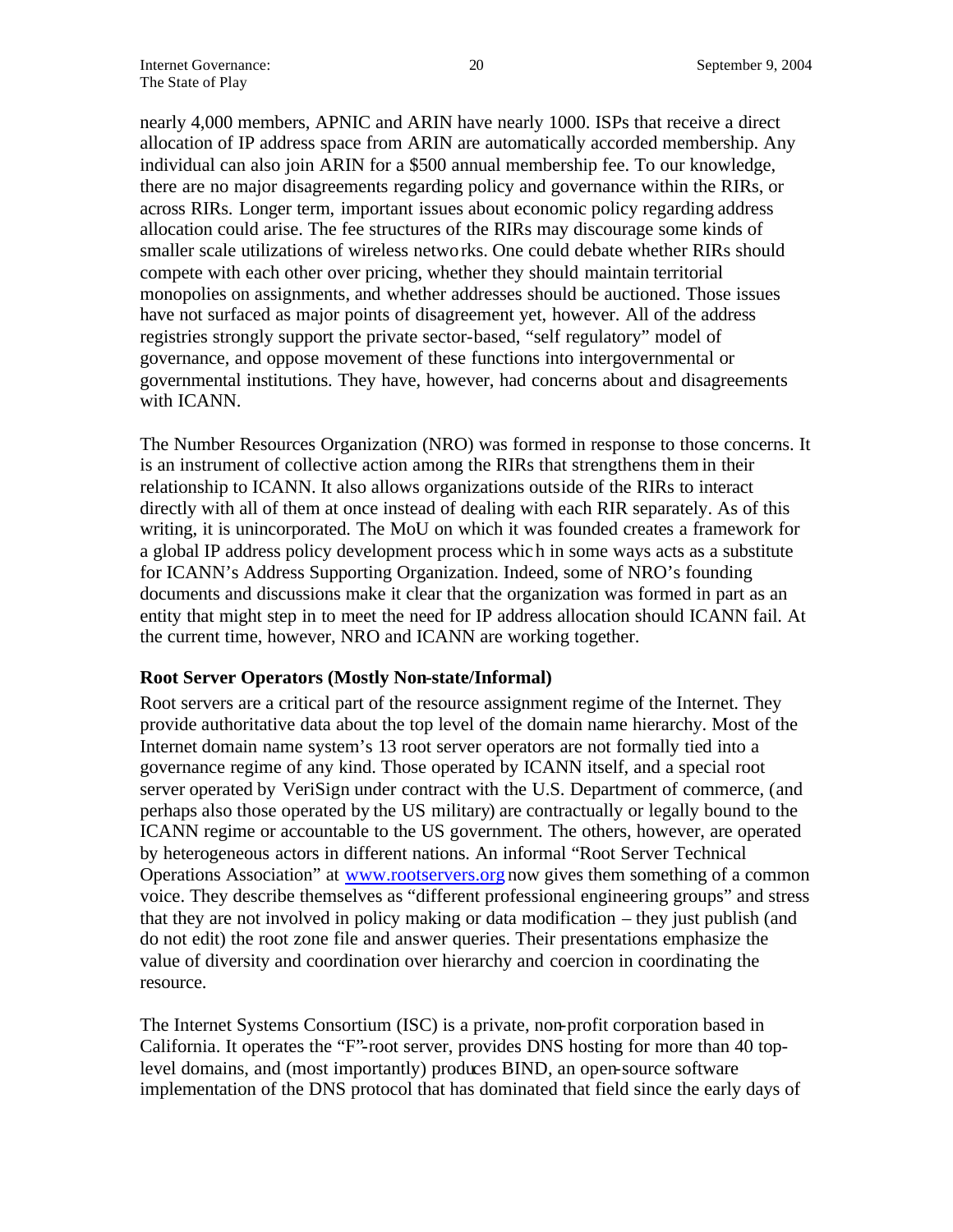nearly 4,000 members, APNIC and ARIN have nearly 1000. ISPs that receive a direct allocation of IP address space from ARIN are automatically accorded membership. Any individual can also join ARIN for a $500 annual membership fee. To our knowledge, there are no major disagreements regarding policy and governance within the RIRs, or across RIRs. Longer term, important issues about economic policy regarding address allocation could arise. The fee structures of the RIRs may discourage some kinds of smaller scale utilizations of wireless networks. One could debate whether RIRs should compete with each other over pricing, whether they should maintain territorial monopolies on assignments, and whether addresses should be auctioned. Those issues have not surfaced as major points of disagreement yet, however. All of the address registries strongly support the private sector-based, "self regulatory" model of governance, and oppose movement of these functions into intergovernmental or governmental institutions. They have, however, had concerns about and disagreements with ICANN.

The Number Resources Organization (NRO) was formed in response to those concerns. It is an instrument of collective action among the RIRs that strengthens them in their relationship to ICANN. It also allows organizations outside of the RIRs to interact directly with all of them at once instead of dealing with each RIR separately. As of this writing, it is unincorporated. The MoU on which it was founded creates a framework for a global IP address policy development process which in some ways acts as a substitute for ICANN's Address Supporting Organization. Indeed, some of NRO's founding documents and discussions make it clear that the organization was formed in part as an entity that might step in to meet the need for IP address allocation should ICANN fail. At the current time, however, NRO and ICANN are working together.

**Root Server Operators (Mostly Non-state/Informal)**

Root servers are a critical part of the resource assignment regime of the Internet. They provide authoritative data about the top level of the domain name hierarchy. Most of the Internet domain name system's 13 root server operators are not formally tied into a governance regime of any kind. Those operated by ICANN itself, and a special root server operated by VeriSign under contract with the U.S. Department of commerce, (and perhaps also those operated by the US military) are contractually or legally bound to the ICANN regime or accountable to the US government. The others, however, are operated by heterogeneous actors in different nations. An informal "Root Server Technical Operations Association" at [www.rootservers.org](http://www.rootservers.org) now gives them something of a common voice. They describe themselves as "different professional engineering groups" and stress that they are not involved in policy making or data modification – they just publish (and do not edit) the root zone file and answer queries. Their presentations emphasize the value of diversity and coordination over hierarchy and coercion in coordinating the resource.

The Internet Systems Consortium (ISC) is a private, non-profit corporation based in California. It operates the "F"-root server, provides DNS hosting for more than 40 top-level domains, and (most importantly) produces BIND, an open-source software implementation of the DNS protocol that has dominated that field since the early days of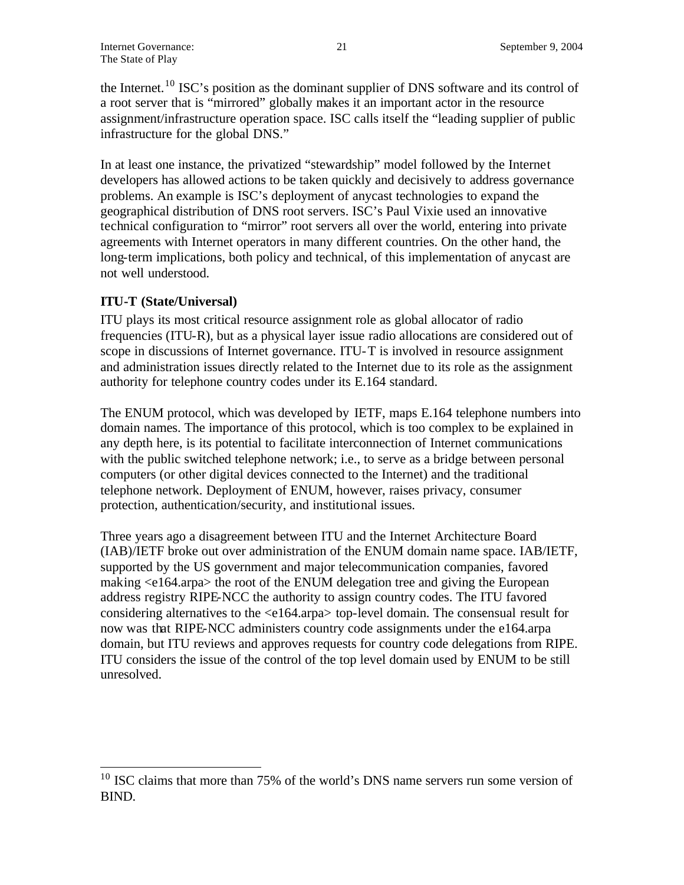the Internet.[10] ISC's position as the dominant supplier of DNS software and its control of a root server that is "mirrored" globally makes it an important actor in the resource assignment/infrastructure operation space. ISC calls itself the "leading supplier of public infrastructure for the global DNS."

In at least one instance, the privatized "stewardship" model followed by the Internet developers has allowed actions to be taken quickly and decisively to address governance problems. An example is ISC's deployment of anycast technologies to expand the geographical distribution of DNS root servers. ISC's Paul Vixie used an innovative technical configuration to "mirror" root servers all over the world, entering into private agreements with Internet operators in many different countries. On the other hand, the long-term implications, both policy and technical, of this implementation of anycast are not well understood.

**ITU-T (State/Universal)**

ITU plays its most critical resource assignment role as global allocator of radio frequencies (ITU-R), but as a physical layer issue radio allocations are considered out of scope in discussions of Internet governance. ITU-T is involved in resource assignment and administration issues directly related to the Internet due to its role as the assignment authority for telephone country codes under its E.164 standard.

The ENUM protocol, which was developed by IETF, maps E.164 telephone numbers into domain names. The importance of this protocol, which is too complex to be explained in any depth here, is its potential to facilitate interconnection of Internet communications with the public switched telephone network; i.e., to serve as a bridge between personal computers (or other digital devices connected to the Internet) and the traditional telephone network. Deployment of ENUM, however, raises privacy, consumer protection, authentication/security, and institutional issues.

Three years ago a disagreement between ITU and the Internet Architecture Board (IAB)/IETF broke out over administration of the ENUM domain name space. IAB/IETF, supported by the US government and major telecommunication companies, favored making <e164.arpa> the root of the ENUM delegation tree and giving the European address registry RIPE-NCC the authority to assign country codes. The ITU favored considering alternatives to the <e164.arpa> top-level domain. The consensual result for now was that RIPE-NCC administers country code assignments under the e164.arpa domain, but ITU reviews and approves requests for country code delegations from RIPE. ITU considers the issue of the control of the top level domain used by ENUM to be still unresolved.

---

[10] ISC claims that more than 75% of the world's DNS name servers run some version of BIND.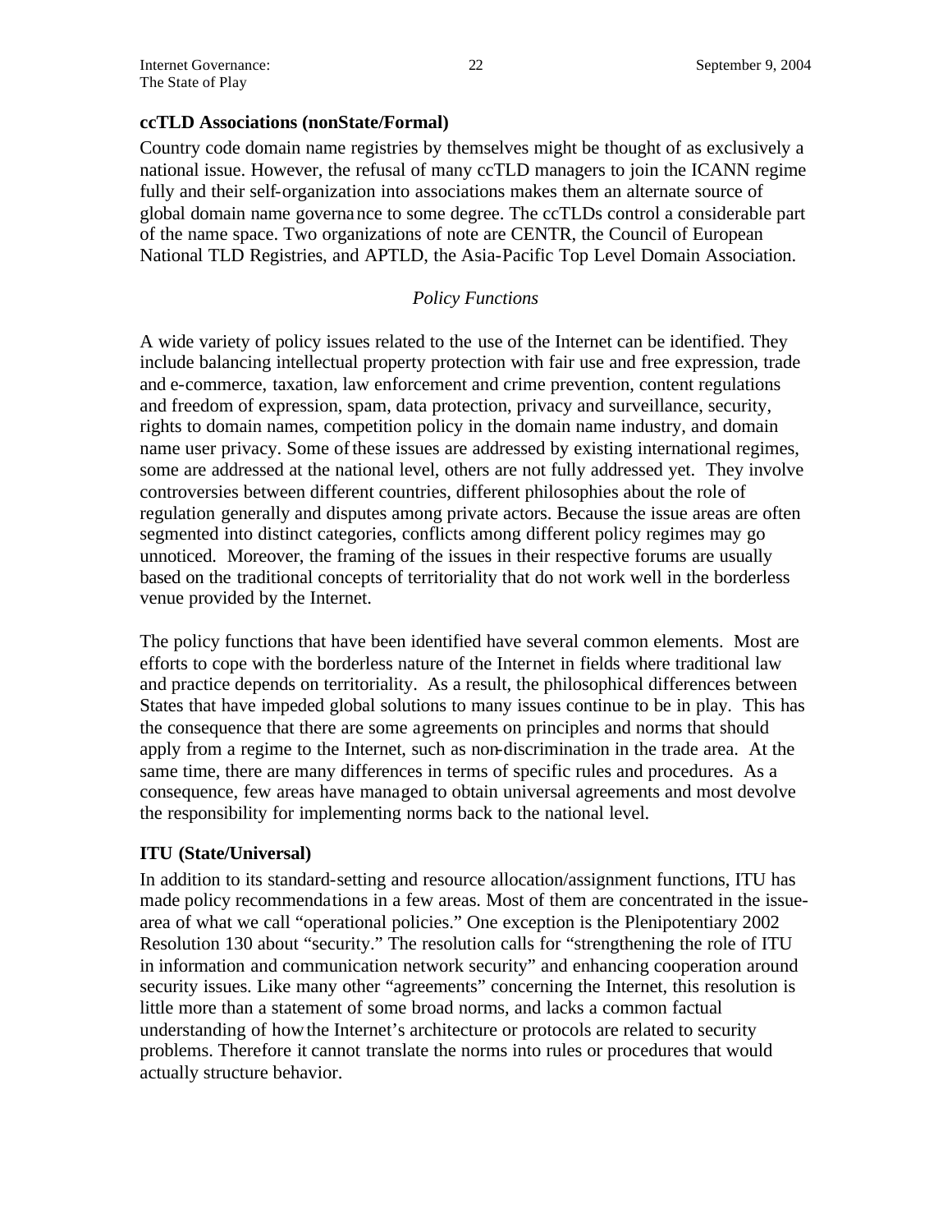**ccTLD Associations (nonState/Formal)**

Country code domain name registries by themselves might be thought of as exclusively a national issue. However, the refusal of many ccTLD managers to join the ICANN regime fully and their self-organization into associations makes them an alternate source of global domain name governance to some degree. The ccTLDs control a considerable part of the name space. Two organizations of note are CENTR, the Council of European National TLD Registries, and APTLD, the Asia-Pacific Top Level Domain Association.

*Policy Functions*

A wide variety of policy issues related to the use of the Internet can be identified. They include balancing intellectual property protection with fair use and free expression, trade and e-commerce, taxation, law enforcement and crime prevention, content regulations and freedom of expression, spam, data protection, privacy and surveillance, security, rights to domain names, competition policy in the domain name industry, and domain name user privacy. Some of these issues are addressed by existing international regimes, some are addressed at the national level, others are not fully addressed yet. They involve controversies between different countries, different philosophies about the role of regulation generally and disputes among private actors. Because the issue areas are often segmented into distinct categories, conflicts among different policy regimes may go unnoticed. Moreover, the framing of the issues in their respective forums are usually based on the traditional concepts of territoriality that do not work well in the borderless venue provided by the Internet.

The policy functions that have been identified have several common elements. Most are efforts to cope with the borderless nature of the Internet in fields where traditional law and practice depends on territoriality. As a result, the philosophical differences between States that have impeded global solutions to many issues continue to be in play. This has the consequence that there are some agreements on principles and norms that should apply from a regime to the Internet, such as non-discrimination in the trade area. At the same time, there are many differences in terms of specific rules and procedures. As a consequence, few areas have managed to obtain universal agreements and most devolve the responsibility for implementing norms back to the national level.

**ITU (State/Universal)**

In addition to its standard-setting and resource allocation/assignment functions, ITU has made policy recommendations in a few areas. Most of them are concentrated in the issue-area of what we call "operational policies." One exception is the Plenipotentiary 2002 Resolution 130 about "security." The resolution calls for "strengthening the role of ITU in information and communication network security" and enhancing cooperation around security issues. Like many other "agreements" concerning the Internet, this resolution is little more than a statement of some broad norms, and lacks a common factual understanding of how the Internet's architecture or protocols are related to security problems. Therefore it cannot translate the norms into rules or procedures that would actually structure behavior.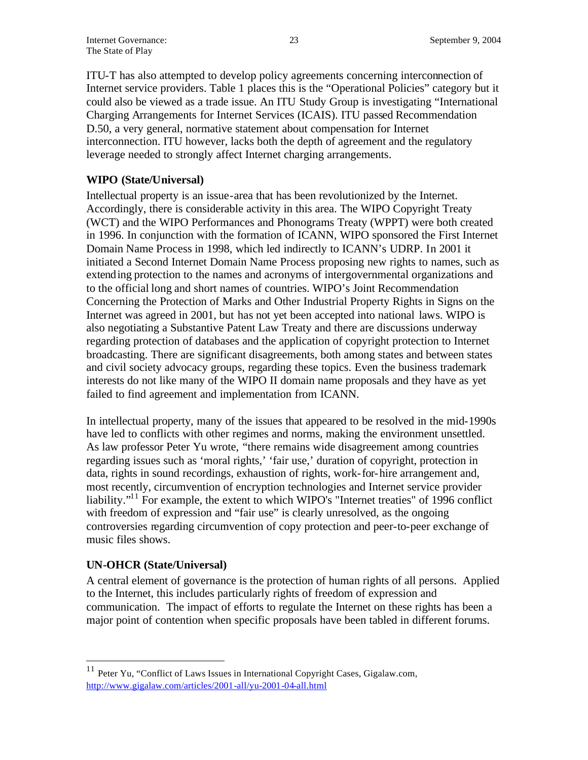ITU-T has also attempted to develop policy agreements concerning interconnection of Internet service providers. Table 1 places this is the "Operational Policies" category but it could also be viewed as a trade issue. An ITU Study Group is investigating "International Charging Arrangements for Internet Services (ICAIS). ITU passed Recommendation D.50, a very general, normative statement about compensation for Internet interconnection. ITU however, lacks both the depth of agreement and the regulatory leverage needed to strongly affect Internet charging arrangements.

**WIPO (State/Universal)**

Intellectual property is an issue-area that has been revolutionized by the Internet. Accordingly, there is considerable activity in this area. The WIPO Copyright Treaty (WCT) and the WIPO Performances and Phonograms Treaty (WPPT) were both created in 1996. In conjunction with the formation of ICANN, WIPO sponsored the First Internet Domain Name Process in 1998, which led indirectly to ICANN's UDRP. In 2001 it initiated a Second Internet Domain Name Process proposing new rights to names, such as extending protection to the names and acronyms of intergovernmental organizations and to the official long and short names of countries. WIPO's Joint Recommendation Concerning the Protection of Marks and Other Industrial Property Rights in Signs on the Internet was agreed in 2001, but has not yet been accepted into national laws. WIPO is also negotiating a Substantive Patent Law Treaty and there are discussions underway regarding protection of databases and the application of copyright protection to Internet broadcasting. There are significant disagreements, both among states and between states and civil society advocacy groups, regarding these topics. Even the business trademark interests do not like many of the WIPO II domain name proposals and they have as yet failed to find agreement and implementation from ICANN.

In intellectual property, many of the issues that appeared to be resolved in the mid-1990s have led to conflicts with other regimes and norms, making the environment unsettled. As law professor Peter Yu wrote, "there remains wide disagreement among countries regarding issues such as 'moral rights,' 'fair use,' duration of copyright, protection in data, rights in sound recordings, exhaustion of rights, work-for-hire arrangement and, most recently, circumvention of encryption technologies and Internet service provider liability."[11] For example, the extent to which WIPO's "Internet treaties" of 1996 conflict with freedom of expression and "fair use" is clearly unresolved, as the ongoing controversies regarding circumvention of copy protection and peer-to-peer exchange of music files shows.

**UN-OHCR (State/Universal)**

A central element of governance is the protection of human rights of all persons. Applied to the Internet, this includes particularly rights of freedom of expression and communication. The impact of efforts to regulate the Internet on these rights has been a major point of contention when specific proposals have been tabled in different forums.

---

[11] Peter Yu, "Conflict of Laws Issues in International Copyright Cases, Gigalaw.com, http://www.gigalaw.com/articles/2001-all/yu-2001-04-all.html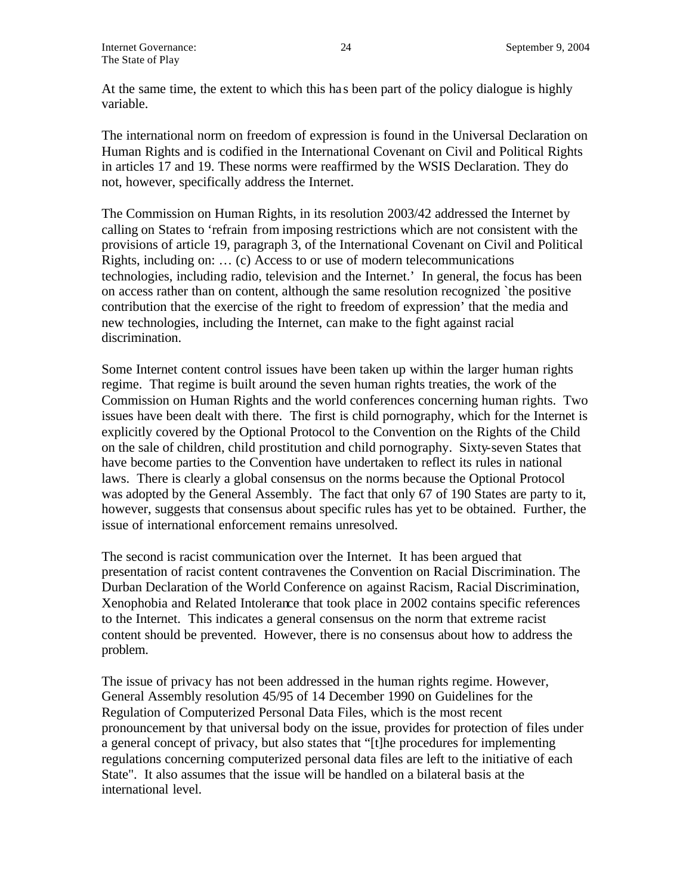At the same time, the extent to which this has been part of the policy dialogue is highly variable.

The international norm on freedom of expression is found in the Universal Declaration on Human Rights and is codified in the International Covenant on Civil and Political Rights in articles 17 and 19. These norms were reaffirmed by the WSIS Declaration. They do not, however, specifically address the Internet.

The Commission on Human Rights, in its resolution 2003/42 addressed the Internet by calling on States to 'refrain from imposing restrictions which are not consistent with the provisions of article 19, paragraph 3, of the International Covenant on Civil and Political Rights, including on: … (c) Access to or use of modern telecommunications technologies, including radio, television and the Internet.' In general, the focus has been on access rather than on content, although the same resolution recognized `the positive contribution that the exercise of the right to freedom of expression' that the media and new technologies, including the Internet, can make to the fight against racial discrimination.

Some Internet content control issues have been taken up within the larger human rights regime. That regime is built around the seven human rights treaties, the work of the Commission on Human Rights and the world conferences concerning human rights. Two issues have been dealt with there. The first is child pornography, which for the Internet is explicitly covered by the Optional Protocol to the Convention on the Rights of the Child on the sale of children, child prostitution and child pornography. Sixty-seven States that have become parties to the Convention have undertaken to reflect its rules in national laws. There is clearly a global consensus on the norms because the Optional Protocol was adopted by the General Assembly. The fact that only 67 of 190 States are party to it, however, suggests that consensus about specific rules has yet to be obtained. Further, the issue of international enforcement remains unresolved.

The second is racist communication over the Internet. It has been argued that presentation of racist content contravenes the Convention on Racial Discrimination. The Durban Declaration of the World Conference on against Racism, Racial Discrimination, Xenophobia and Related Intolerance that took place in 2002 contains specific references to the Internet. This indicates a general consensus on the norm that extreme racist content should be prevented. However, there is no consensus about how to address the problem.

The issue of privacy has not been addressed in the human rights regime. However, General Assembly resolution 45/95 of 14 December 1990 on Guidelines for the Regulation of Computerized Personal Data Files, which is the most recent pronouncement by that universal body on the issue, provides for protection of files under a general concept of privacy, but also states that "[t]he procedures for implementing regulations concerning computerized personal data files are left to the initiative of each State". It also assumes that the issue will be handled on a bilateral basis at the international level.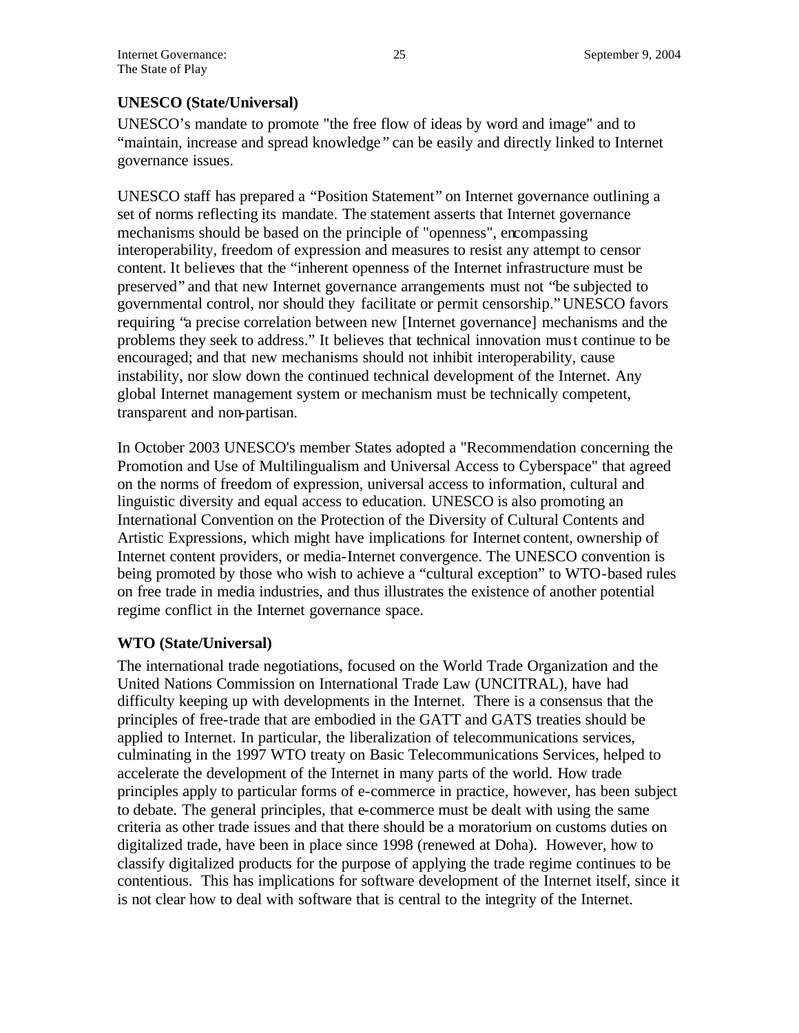### UNESCO (State/Universal)

UNESCO's mandate to promote "the free flow of ideas by word and image" and to "maintain, increase and spread knowledge" can be easily and directly linked to Internet governance issues.

UNESCO staff has prepared a "Position Statement" on Internet governance outlining a set of norms reflecting its mandate. The statement asserts that Internet governance mechanisms should be based on the principle of "openness", encompassing interoperability, freedom of expression and measures to resist any attempt to censor content. It believes that the "inherent openness of the Internet infrastructure must be preserved" and that new Internet governance arrangements must not "be subjected to governmental control, nor should they facilitate or permit censorship." UNESCO favors requiring "a precise correlation between new [Internet governance] mechanisms and the problems they seek to address." It believes that technical innovation must continue to be encouraged; and that new mechanisms should not inhibit interoperability, cause instability, nor slow down the continued technical development of the Internet. Any global Internet management system or mechanism must be technically competent, transparent and non-partisan.

In October 2003 UNESCO's member States adopted a "Recommendation concerning the Promotion and Use of Multilingualism and Universal Access to Cyberspace" that agreed on the norms of freedom of expression, universal access to information, cultural and linguistic diversity and equal access to education. UNESCO is also promoting an International Convention on the Protection of the Diversity of Cultural Contents and Artistic Expressions, which might have implications for Internet content, ownership of Internet content providers, or media-Internet convergence. The UNESCO convention is being promoted by those who wish to achieve a "cultural exception" to WTO-based rules on free trade in media industries, and thus illustrates the existence of another potential regime conflict in the Internet governance space.

### WTO (State/Universal)

The international trade negotiations, focused on the World Trade Organization and the United Nations Commission on International Trade Law (UNCITRAL), have had difficulty keeping up with developments in the Internet. There is a consensus that the principles of free-trade that are embodied in the GATT and GATS treaties should be applied to Internet. In particular, the liberalization of telecommunications services, culminating in the 1997 WTO treaty on Basic Telecommunications Services, helped to accelerate the development of the Internet in many parts of the world. How trade principles apply to particular forms of e-commerce in practice, however, has been subject to debate. The general principles, that e-commerce must be dealt with using the same criteria as other trade issues and that there should be a moratorium on customs duties on digitalized trade, have been in place since 1998 (renewed at Doha). However, how to classify digitalized products for the purpose of applying the trade regime continues to be contentious. This has implications for software development of the Internet itself, since it is not clear how to deal with software that is central to the integrity of the Internet.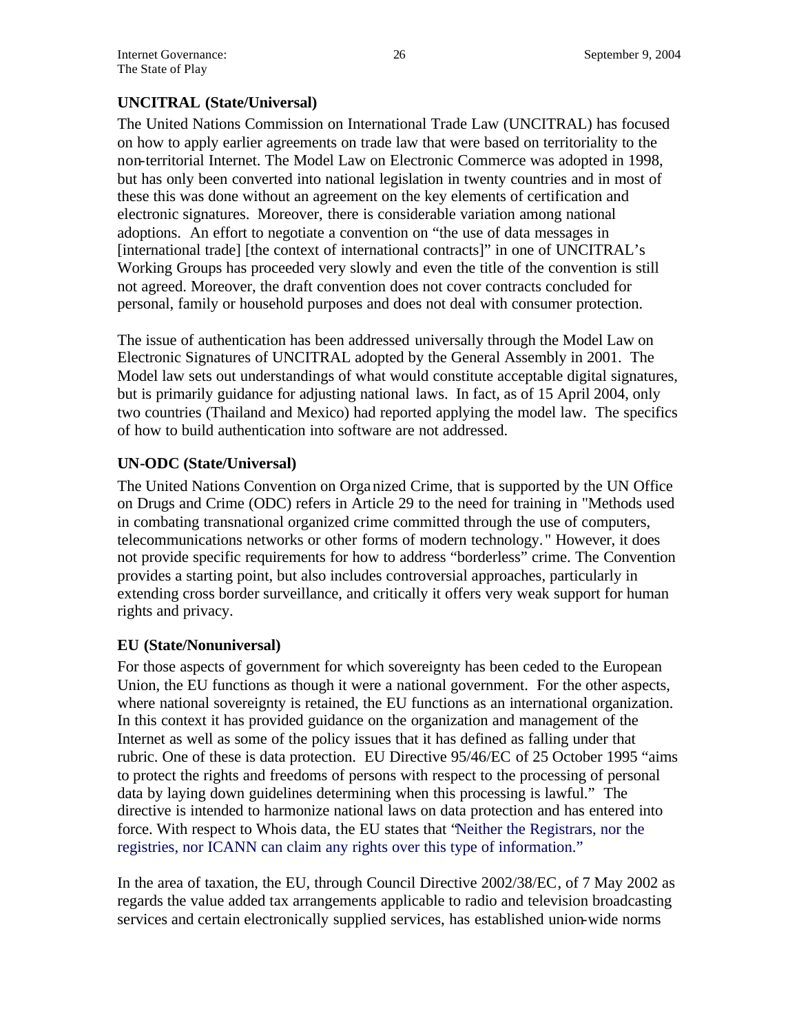**UNCITRAL (State/Universal)**

The United Nations Commission on International Trade Law (UNCITRAL) has focused on how to apply earlier agreements on trade law that were based on territoriality to the non-territorial Internet. The Model Law on Electronic Commerce was adopted in 1998, but has only been converted into national legislation in twenty countries and in most of these this was done without an agreement on the key elements of certification and electronic signatures. Moreover, there is considerable variation among national adoptions. An effort to negotiate a convention on "the use of data messages in [international trade] [the context of international contracts]" in one of UNCITRAL's Working Groups has proceeded very slowly and even the title of the convention is still not agreed. Moreover, the draft convention does not cover contracts concluded for personal, family or household purposes and does not deal with consumer protection.

The issue of authentication has been addressed universally through the Model Law on Electronic Signatures of UNCITRAL adopted by the General Assembly in 2001. The Model law sets out understandings of what would constitute acceptable digital signatures, but is primarily guidance for adjusting national laws. In fact, as of 15 April 2004, only two countries (Thailand and Mexico) had reported applying the model law. The specifics of how to build authentication into software are not addressed.

**UN-ODC (State/Universal)**

The United Nations Convention on Organized Crime, that is supported by the UN Office on Drugs and Crime (ODC) refers in Article 29 to the need for training in "Methods used in combating transnational organized crime committed through the use of computers, telecommunications networks or other forms of modern technology." However, it does not provide specific requirements for how to address "borderless" crime. The Convention provides a starting point, but also includes controversial approaches, particularly in extending cross border surveillance, and critically it offers very weak support for human rights and privacy.

**EU (State/Nonuniversal)**

For those aspects of government for which sovereignty has been ceded to the European Union, the EU functions as though it were a national government. For the other aspects, where national sovereignty is retained, the EU functions as an international organization. In this context it has provided guidance on the organization and management of the Internet as well as some of the policy issues that it has defined as falling under that rubric. One of these is data protection. EU Directive 95/46/EC of 25 October 1995 "aims to protect the rights and freedoms of persons with respect to the processing of personal data by laying down guidelines determining when this processing is lawful." The directive is intended to harmonize national laws on data protection and has entered into force. With respect to Whois data, the EU states that "Neither the Registrars, nor the registries, nor ICANN can claim any rights over this type of information."

In the area of taxation, the EU, through Council Directive 2002/38/EC, of 7 May 2002 as regards the value added tax arrangements applicable to radio and television broadcasting services and certain electronically supplied services, has established union-wide norms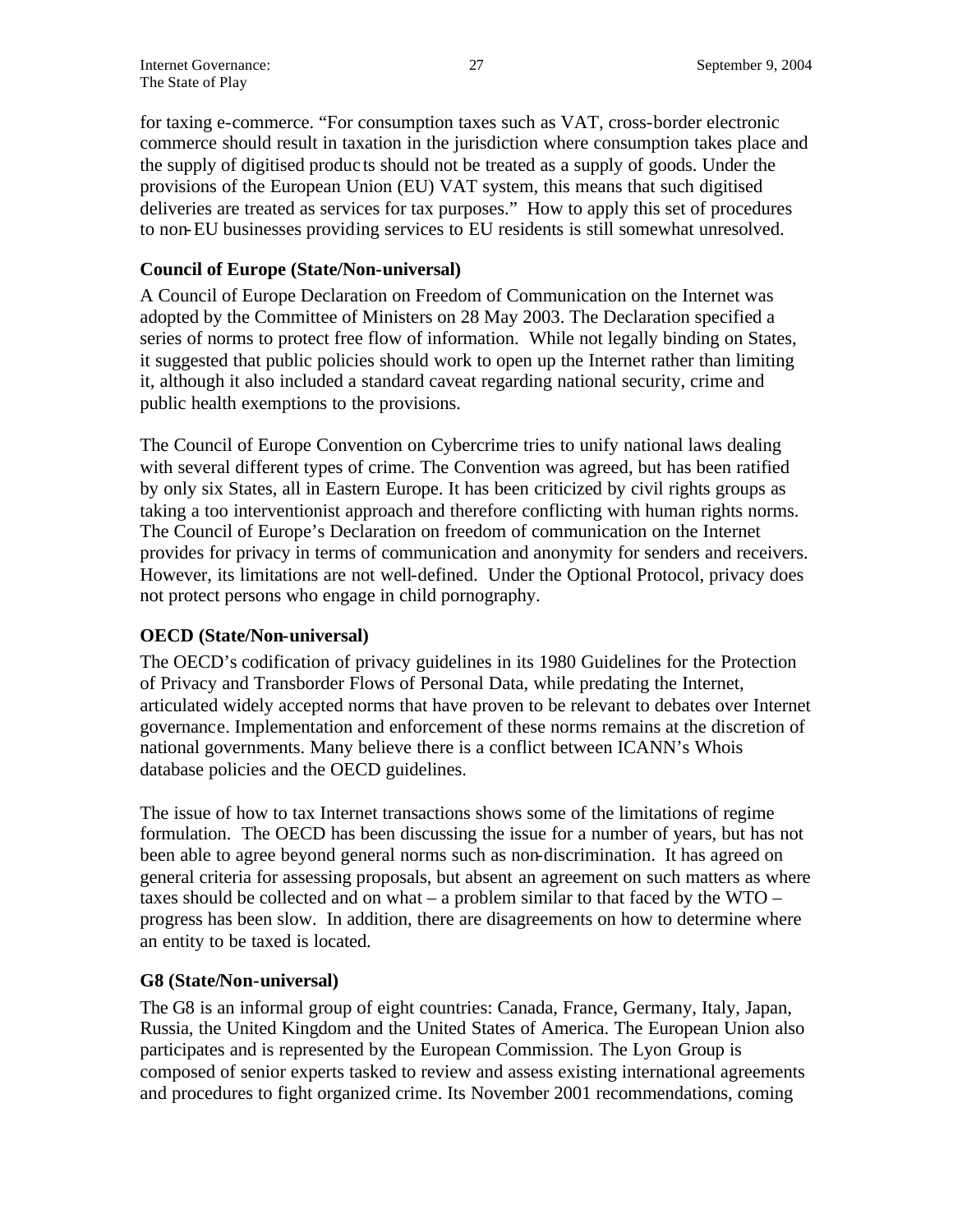for taxing e-commerce. "For consumption taxes such as VAT, cross-border electronic commerce should result in taxation in the jurisdiction where consumption takes place and the supply of digitised products should not be treated as a supply of goods. Under the provisions of the European Union (EU) VAT system, this means that such digitised deliveries are treated as services for tax purposes." How to apply this set of procedures to non-EU businesses providing services to EU residents is still somewhat unresolved.

### Council of Europe (State/Non-universal)

A Council of Europe Declaration on Freedom of Communication on the Internet was adopted by the Committee of Ministers on 28 May 2003. The Declaration specified a series of norms to protect free flow of information. While not legally binding on States, it suggested that public policies should work to open up the Internet rather than limiting it, although it also included a standard caveat regarding national security, crime and public health exemptions to the provisions.

The Council of Europe Convention on Cybercrime tries to unify national laws dealing with several different types of crime. The Convention was agreed, but has been ratified by only six States, all in Eastern Europe. It has been criticized by civil rights groups as taking a too interventionist approach and therefore conflicting with human rights norms. The Council of Europe's Declaration on freedom of communication on the Internet provides for privacy in terms of communication and anonymity for senders and receivers. However, its limitations are not well-defined. Under the Optional Protocol, privacy does not protect persons who engage in child pornography.

### OECD (State/Non-universal)

The OECD's codification of privacy guidelines in its 1980 Guidelines for the Protection of Privacy and Transborder Flows of Personal Data, while predating the Internet, articulated widely accepted norms that have proven to be relevant to debates over Internet governance. Implementation and enforcement of these norms remains at the discretion of national governments. Many believe there is a conflict between ICANN's Whois database policies and the OECD guidelines.

The issue of how to tax Internet transactions shows some of the limitations of regime formulation. The OECD has been discussing the issue for a number of years, but has not been able to agree beyond general norms such as non-discrimination. It has agreed on general criteria for assessing proposals, but absent an agreement on such matters as where taxes should be collected and on what – a problem similar to that faced by the WTO – progress has been slow. In addition, there are disagreements on how to determine where an entity to be taxed is located.

### G8 (State/Non-universal)

The G8 is an informal group of eight countries: Canada, France, Germany, Italy, Japan, Russia, the United Kingdom and the United States of America. The European Union also participates and is represented by the European Commission. The Lyon Group is composed of senior experts tasked to review and assess existing international agreements and procedures to fight organized crime. Its November 2001 recommendations, coming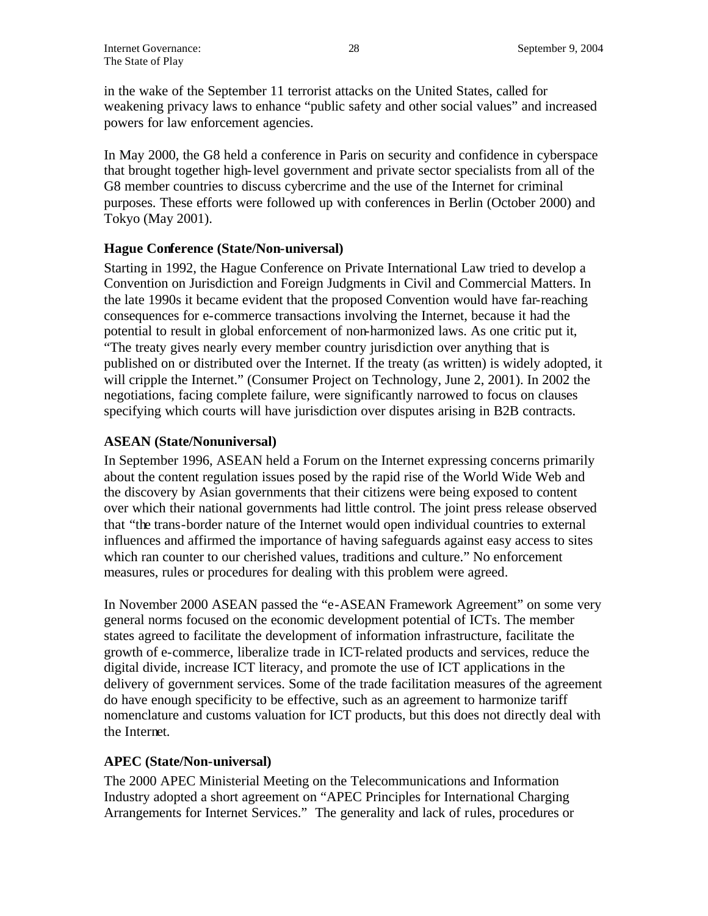in the wake of the September 11 terrorist attacks on the United States, called for weakening privacy laws to enhance "public safety and other social values" and increased powers for law enforcement agencies.

In May 2000, the G8 held a conference in Paris on security and confidence in cyberspace that brought together high-level government and private sector specialists from all of the G8 member countries to discuss cybercrime and the use of the Internet for criminal purposes. These efforts were followed up with conferences in Berlin (October 2000) and Tokyo (May 2001).

### Hague Conference (State/Non-universal)

Starting in 1992, the Hague Conference on Private International Law tried to develop a Convention on Jurisdiction and Foreign Judgments in Civil and Commercial Matters. In the late 1990s it became evident that the proposed Convention would have far-reaching consequences for e-commerce transactions involving the Internet, because it had the potential to result in global enforcement of non-harmonized laws. As one critic put it, "The treaty gives nearly every member country jurisdiction over anything that is published on or distributed over the Internet. If the treaty (as written) is widely adopted, it will cripple the Internet." (Consumer Project on Technology, June 2, 2001). In 2002 the negotiations, facing complete failure, were significantly narrowed to focus on clauses specifying which courts will have jurisdiction over disputes arising in B2B contracts.

### ASEAN (State/Nonuniversal)

In September 1996, ASEAN held a Forum on the Internet expressing concerns primarily about the content regulation issues posed by the rapid rise of the World Wide Web and the discovery by Asian governments that their citizens were being exposed to content over which their national governments had little control. The joint press release observed that "the trans-border nature of the Internet would open individual countries to external influences and affirmed the importance of having safeguards against easy access to sites which ran counter to our cherished values, traditions and culture." No enforcement measures, rules or procedures for dealing with this problem were agreed.

In November 2000 ASEAN passed the "e-ASEAN Framework Agreement" on some very general norms focused on the economic development potential of ICTs. The member states agreed to facilitate the development of information infrastructure, facilitate the growth of e-commerce, liberalize trade in ICT-related products and services, reduce the digital divide, increase ICT literacy, and promote the use of ICT applications in the delivery of government services. Some of the trade facilitation measures of the agreement do have enough specificity to be effective, such as an agreement to harmonize tariff nomenclature and customs valuation for ICT products, but this does not directly deal with the Internet.

### APEC (State/Non-universal)

The 2000 APEC Ministerial Meeting on the Telecommunications and Information Industry adopted a short agreement on "APEC Principles for International Charging Arrangements for Internet Services." The generality and lack of rules, procedures or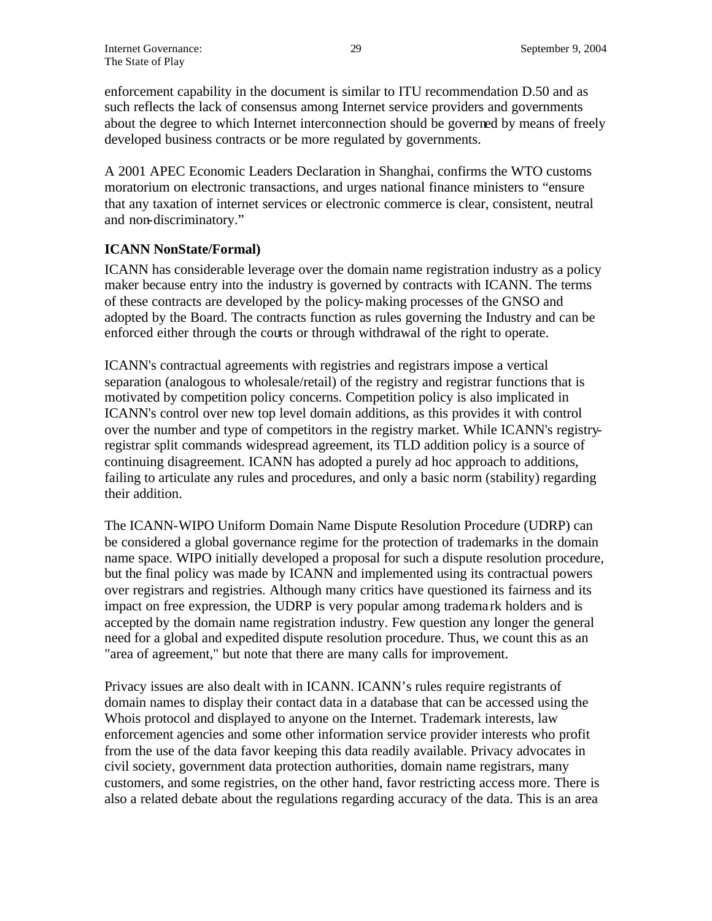enforcement capability in the document is similar to ITU recommendation D.50 and as such reflects the lack of consensus among Internet service providers and governments about the degree to which Internet interconnection should be governed by means of freely developed business contracts or be more regulated by governments.

A 2001 APEC Economic Leaders Declaration in Shanghai, confirms the WTO customs moratorium on electronic transactions, and urges national finance ministers to "ensure that any taxation of internet services or electronic commerce is clear, consistent, neutral and non-discriminatory."

**ICANN NonState/Formal)**

ICANN has considerable leverage over the domain name registration industry as a policy maker because entry into the industry is governed by contracts with ICANN. The terms of these contracts are developed by the policy-making processes of the GNSO and adopted by the Board. The contracts function as rules governing the Industry and can be enforced either through the courts or through withdrawal of the right to operate.

ICANN's contractual agreements with registries and registrars impose a vertical separation (analogous to wholesale/retail) of the registry and registrar functions that is motivated by competition policy concerns. Competition policy is also implicated in ICANN's control over new top level domain additions, as this provides it with control over the number and type of competitors in the registry market. While ICANN's registry-registrar split commands widespread agreement, its TLD addition policy is a source of continuing disagreement. ICANN has adopted a purely ad hoc approach to additions, failing to articulate any rules and procedures, and only a basic norm (stability) regarding their addition.

The ICANN-WIPO Uniform Domain Name Dispute Resolution Procedure (UDRP) can be considered a global governance regime for the protection of trademarks in the domain name space. WIPO initially developed a proposal for such a dispute resolution procedure, but the final policy was made by ICANN and implemented using its contractual powers over registrars and registries. Although many critics have questioned its fairness and its impact on free expression, the UDRP is very popular among trademark holders and is accepted by the domain name registration industry. Few question any longer the general need for a global and expedited dispute resolution procedure. Thus, we count this as an "area of agreement," but note that there are many calls for improvement.

Privacy issues are also dealt with in ICANN. ICANN's rules require registrants of domain names to display their contact data in a database that can be accessed using the Whois protocol and displayed to anyone on the Internet. Trademark interests, law enforcement agencies and some other information service provider interests who profit from the use of the data favor keeping this data readily available. Privacy advocates in civil society, government data protection authorities, domain name registrars, many customers, and some registries, on the other hand, favor restricting access more. There is also a related debate about the regulations regarding accuracy of the data. This is an area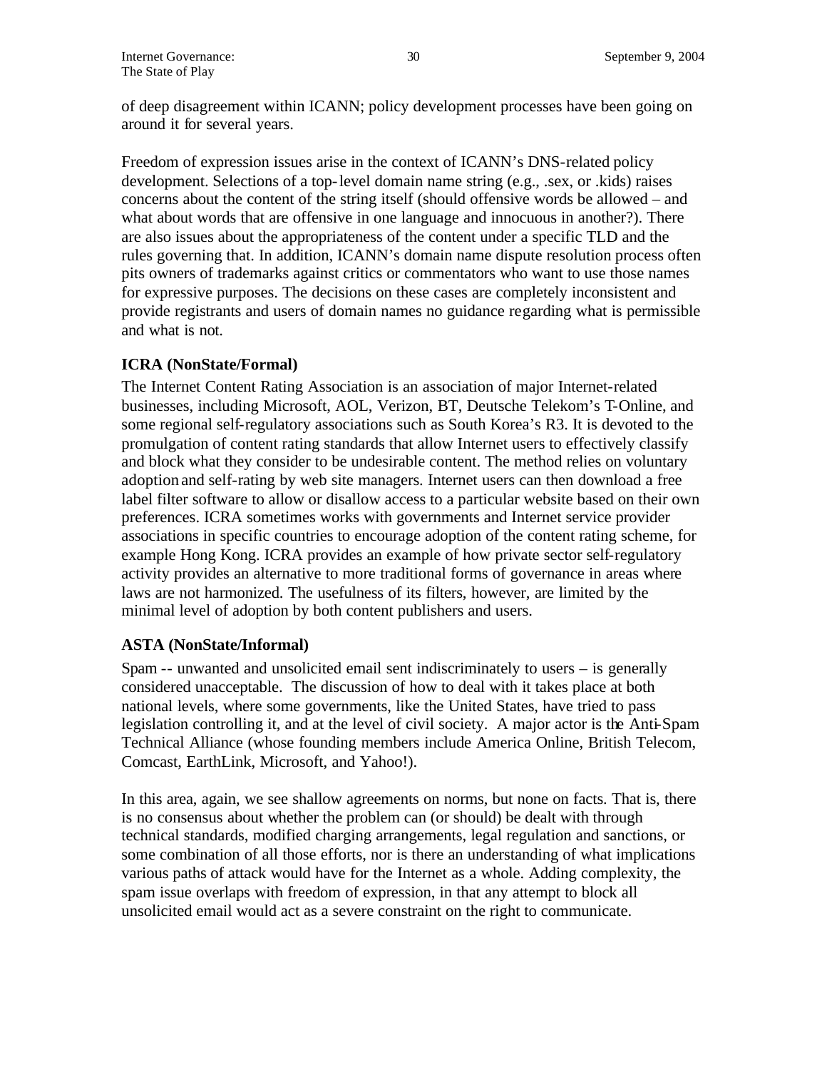of deep disagreement within ICANN; policy development processes have been going on around it for several years.

Freedom of expression issues arise in the context of ICANN's DNS-related policy development. Selections of a top-level domain name string (e.g., .sex, or .kids) raises concerns about the content of the string itself (should offensive words be allowed – and what about words that are offensive in one language and innocuous in another?). There are also issues about the appropriateness of the content under a specific TLD and the rules governing that. In addition, ICANN's domain name dispute resolution process often pits owners of trademarks against critics or commentators who want to use those names for expressive purposes. The decisions on these cases are completely inconsistent and provide registrants and users of domain names no guidance regarding what is permissible and what is not.

### ICRA (NonState/Formal)

The Internet Content Rating Association is an association of major Internet-related businesses, including Microsoft, AOL, Verizon, BT, Deutsche Telekom's T-Online, and some regional self-regulatory associations such as South Korea's R3. It is devoted to the promulgation of content rating standards that allow Internet users to effectively classify and block what they consider to be undesirable content. The method relies on voluntary adoption and self-rating by web site managers. Internet users can then download a free label filter software to allow or disallow access to a particular website based on their own preferences. ICRA sometimes works with governments and Internet service provider associations in specific countries to encourage adoption of the content rating scheme, for example Hong Kong. ICRA provides an example of how private sector self-regulatory activity provides an alternative to more traditional forms of governance in areas where laws are not harmonized. The usefulness of its filters, however, are limited by the minimal level of adoption by both content publishers and users.

### ASTA (NonState/Informal)

Spam -- unwanted and unsolicited email sent indiscriminately to users – is generally considered unacceptable. The discussion of how to deal with it takes place at both national levels, where some governments, like the United States, have tried to pass legislation controlling it, and at the level of civil society. A major actor is the Anti-Spam Technical Alliance (whose founding members include America Online, British Telecom, Comcast, EarthLink, Microsoft, and Yahoo!).

In this area, again, we see shallow agreements on norms, but none on facts. That is, there is no consensus about whether the problem can (or should) be dealt with through technical standards, modified charging arrangements, legal regulation and sanctions, or some combination of all those efforts, nor is there an understanding of what implications various paths of attack would have for the Internet as a whole. Adding complexity, the spam issue overlaps with freedom of expression, in that any attempt to block all unsolicited email would act as a severe constraint on the right to communicate.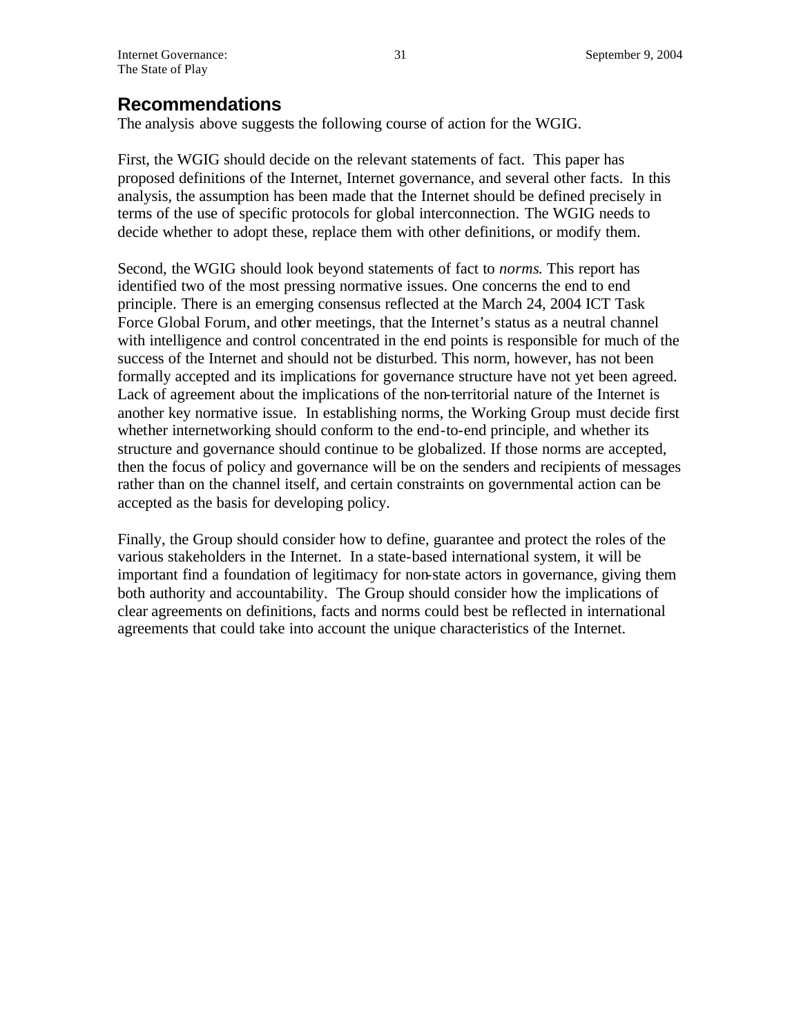## Recommendations

The analysis above suggests the following course of action for the WGIG.

First, the WGIG should decide on the relevant statements of fact. This paper has proposed definitions of the Internet, Internet governance, and several other facts. In this analysis, the assumption has been made that the Internet should be defined precisely in terms of the use of specific protocols for global interconnection. The WGIG needs to decide whether to adopt these, replace them with other definitions, or modify them.

Second, the WGIG should look beyond statements of fact to *norms*. This report has identified two of the most pressing normative issues. One concerns the end to end principle. There is an emerging consensus reflected at the March 24, 2004 ICT Task Force Global Forum, and other meetings, that the Internet's status as a neutral channel with intelligence and control concentrated in the end points is responsible for much of the success of the Internet and should not be disturbed. This norm, however, has not been formally accepted and its implications for governance structure have not yet been agreed. Lack of agreement about the implications of the non-territorial nature of the Internet is another key normative issue. In establishing norms, the Working Group must decide first whether internetworking should conform to the end-to-end principle, and whether its structure and governance should continue to be globalized. If those norms are accepted, then the focus of policy and governance will be on the senders and recipients of messages rather than on the channel itself, and certain constraints on governmental action can be accepted as the basis for developing policy.

Finally, the Group should consider how to define, guarantee and protect the roles of the various stakeholders in the Internet. In a state-based international system, it will be important find a foundation of legitimacy for non-state actors in governance, giving them both authority and accountability. The Group should consider how the implications of clear agreements on definitions, facts and norms could best be reflected in international agreements that could take into account the unique characteristics of the Internet.